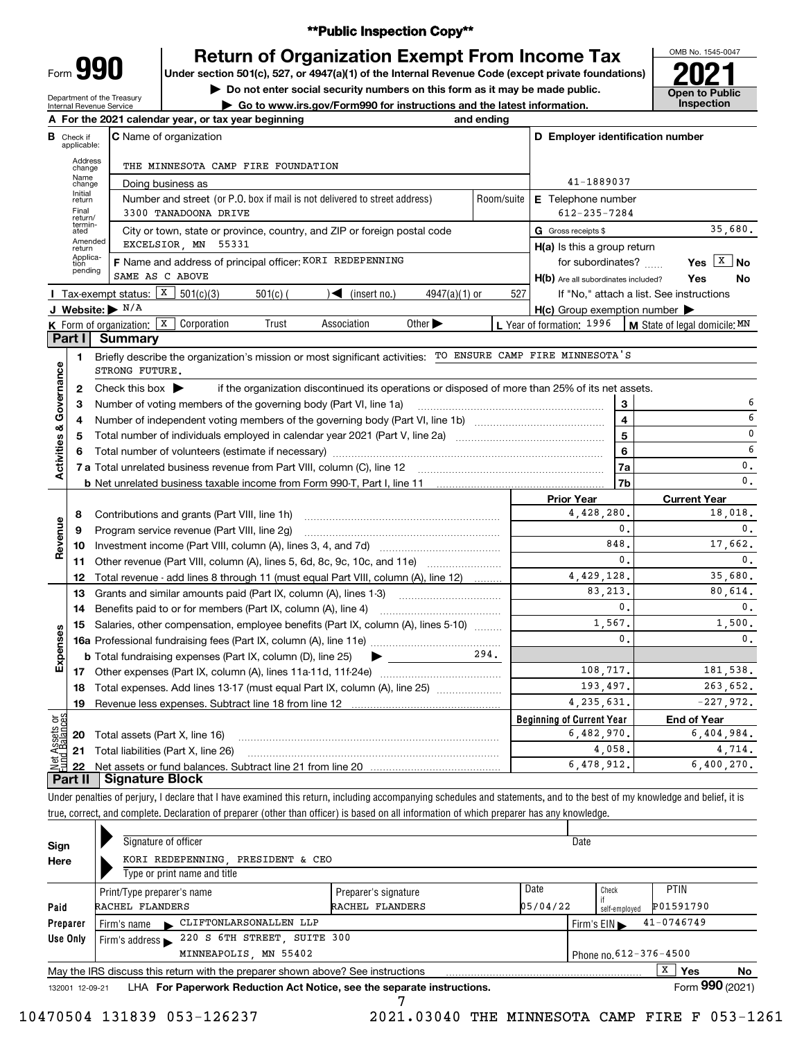**Public Inspection Copy**

# Form 990 — Return of Organization Exempt From Income Tax

Under section 501(c), 527, or 4947(a)(1) of the Internal Revenue Code (except private foundations)

▶ Do not enter social security numbers on this form as it may be made public.

▶ Go to www.irs.gov/Form990 for instructions and the latest information.

Department of the Treasury, Internal Revenue Service

OMB No. 1545-0047 — **2021** — Open to Public Inspection

**A** For the 2021 calendar year, or tax year beginning and ending

**B** Check if applicable: Address change, Name change, Initial return, Final return/terminated, Amended return, Application pending

**C** Name of organization: THE MINNESOTA CAMP FIRE FOUNDATION

Doing business as

Number and street (or P.O. box if mail is not delivered to street address): 3300 TANADOONA DRIVE — Room/suite

City or town, state or province, country, and ZIP or foreign postal code: EXCELSIOR, MN 55331

**D** Employer identification number: 41-1889037

**E** Telephone number: 612-235-7284

**G** Gross receipts $ 35,680.

**F** Name and address of principal officer: KORI REDEPENNING, SAME AS C ABOVE

**H(a)** Is this a group return for subordinates? Yes [ ] No [X]

**H(b)** Are all subordinates included? Yes No — If "No," attach a list. See instructions

**H(c)** Group exemption number ▶

**I** Tax-exempt status: [X] 501(c)(3) 501(c) ( ) ◀ (insert no.) 4947(a)(1) or 527

**J** Website: ▶ N/A

**K** Form of organization: [X] Corporation Trust Association Other ▶

**L** Year of formation: 1996 **M** State of legal domicile: MN

## Part I Summary

### Activities & Governance

1 Briefly describe the organization's mission or most significant activities: TO ENSURE CAMP FIRE MINNESOTA'S STRONG FUTURE.

2 Check this box ▶ if the organization discontinued its operations or disposed of more than 25% of its net assets.

| Line | Description | | Value |
|---|---|---|---|
| 3 | Number of voting members of the governing body (Part VI, line 1a) | 3 | 6 |
| 4 | Number of independent voting members of the governing body (Part VI, line 1b) | 4 | 6 |
| 5 | Total number of individuals employed in calendar year 2021 (Part V, line 2a) | 5 | 0 |
| 6 | Total number of volunteers (estimate if necessary) | 6 | 6 |
| 7a | Total unrelated business revenue from Part VIII, column (C), line 12 | 7a | 0. |
| 7b | Net unrelated business taxable income from Form 990-T, Part I, line 11 | 7b | 0. |

### Revenue / Expenses

| Line | Description | Prior Year | Current Year |
|---|---|---|---|
| 8 | Contributions and grants (Part VIII, line 1h) | 4,428,280. | 18,018. |
| 9 | Program service revenue (Part VIII, line 2g) | 0. | 0. |
| 10 | Investment income (Part VIII, column (A), lines 3, 4, and 7d) | 848. | 17,662. |
| 11 | Other revenue (Part VIII, column (A), lines 5, 6d, 8c, 9c, 10c, and 11e) | 0. | 0. |
| 12 | Total revenue - add lines 8 through 11 (must equal Part VIII, column (A), line 12) | 4,429,128. | 35,680. |
| 13 | Grants and similar amounts paid (Part IX, column (A), lines 1-3) | 83,213. | 80,614. |
| 14 | Benefits paid to or for members (Part IX, column (A), line 4) | 0. | 0. |
| 15 | Salaries, other compensation, employee benefits (Part IX, column (A), lines 5-10) | 1,567. | 1,500. |
| 16a | Professional fundraising fees (Part IX, column (A), line 11e) | 0. | 0. |
| b | Total fundraising expenses (Part IX, column (D), line 25) ▶ 294. | | |
| 17 | Other expenses (Part IX, column (A), lines 11a-11d, 11f-24e) | 108,717. | 181,538. |
| 18 | Total expenses. Add lines 13-17 (must equal Part IX, column (A), line 25) | 193,497. | 263,652. |
| 19 | Revenue less expenses. Subtract line 18 from line 12 | 4,235,631. | -227,972. |

### Net Assets or Fund Balances

| Line | Description | Beginning of Current Year | End of Year |
|---|---|---|---|
| 20 | Total assets (Part X, line 16) | 6,482,970. | 6,404,984. |
| 21 | Total liabilities (Part X, line 26) | 4,058. | 4,714. |
| 22 | Net assets or fund balances. Subtract line 21 from line 20 | 6,478,912. | 6,400,270. |

## Part II Signature Block

Under penalties of perjury, I declare that I have examined this return, including accompanying schedules and statements, and to the best of my knowledge and belief, it is true, correct, and complete. Declaration of preparer (other than officer) is based on all information of which preparer has any knowledge.

**Sign Here**

Signature of officer — Date

KORI REDEPENNING, PRESIDENT & CEO

Type or print name and title

**Paid Preparer Use Only**

| Print/Type preparer's name | Preparer's signature | Date | Check if self-employed | PTIN |
|---|---|---|---|---|
| RACHEL FLANDERS | RACHEL FLANDERS | 05/04/22 | | P01591790 |

Firm's name ▶ CLIFTONLARSONALLEN LLP — Firm's EIN ▶ 41-0746749

Firm's address ▶ 220 S 6TH STREET, SUITE 300, MINNEAPOLIS, MN 55402 — Phone no. 612-376-4500

May the IRS discuss this return with the preparer shown above? See instructions [X] Yes No

132001 12-09-21 LHA For Paperwork Reduction Act Notice, see the separate instructions. Form **990** (2021)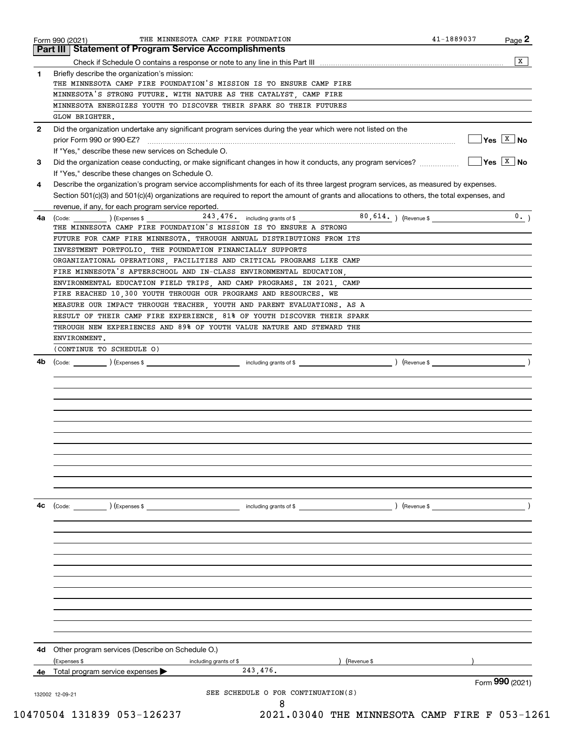Form 990 (2021) THE MINNESOTA CAMP FIRE FOUNDATION 41-1889037

## Part III Statement of Program Service Accomplishments

Check if Schedule O contains a response or note to any line in this Part III .......... [X]

**1** Briefly describe the organization's mission:

THE MINNESOTA CAMP FIRE FOUNDATION'S MISSION IS TO ENSURE CAMP FIRE MINNESOTA'S STRONG FUTURE. WITH NATURE AS THE CATALYST, CAMP FIRE MINNESOTA ENERGIZES YOUTH TO DISCOVER THEIR SPARK SO THEIR FUTURES GLOW BRIGHTER.

**2** Did the organization undertake any significant program services during the year which were not listed on the prior Form 990 or 990-EZ? .......... [ ] Yes [X] No

If "Yes," describe these new services on Schedule O.

**3** Did the organization cease conducting, or make significant changes in how it conducts, any program services? .......... [ ] Yes [X] No

If "Yes," describe these changes on Schedule O.

**4** Describe the organization's program service accomplishments for each of its three largest program services, as measured by expenses. Section 501(c)(3) and 501(c)(4) organizations are required to report the amount of grants and allocations to others, the total expenses, and revenue, if any, for each program service reported.

**4a** (Code: ) (Expenses $ 243,476. including grants of $ 80,614. ) (Revenue $ 0. )

THE MINNESOTA CAMP FIRE FOUNDATION'S MISSION IS TO ENSURE A STRONG FUTURE FOR CAMP FIRE MINNESOTA. THROUGH ANNUAL DISTRIBUTIONS FROM ITS INVESTMENT PORTFOLIO, THE FOUNDATION FINANCIALLY SUPPORTS ORGANIZATIONAL OPERATIONS, FACILITIES AND CRITICAL PROGRAMS LIKE CAMP FIRE MINNESOTA'S AFTERSCHOOL AND IN-CLASS ENVIRONMENTAL EDUCATION, ENVIRONMENTAL EDUCATION FIELD TRIPS, AND CAMP PROGRAMS. IN 2021, CAMP FIRE REACHED 10,300 YOUTH THROUGH OUR PROGRAMS AND RESOURCES. WE MEASURE OUR IMPACT THROUGH TEACHER, YOUTH AND PARENT EVALUATIONS. AS A RESULT OF THEIR CAMP FIRE EXPERIENCE, 81% OF YOUTH DISCOVER THEIR SPARK THROUGH NEW EXPERIENCES AND 89% OF YOUTH VALUE NATURE AND STEWARD THE ENVIRONMENT.

(CONTINUE TO SCHEDULE O)

**4b** (Code: ) (Expenses $ including grants of $ ) (Revenue $ )

**4c** (Code: ) (Expenses $ including grants of $ ) (Revenue $ )

**4d** Other program services (Describe on Schedule O.)

(Expenses $ including grants of $ ) (Revenue $ )

**4e** Total program service expenses ▶ 243,476.

Form **990** (2021)

SEE SCHEDULE O FOR CONTINUATION(S)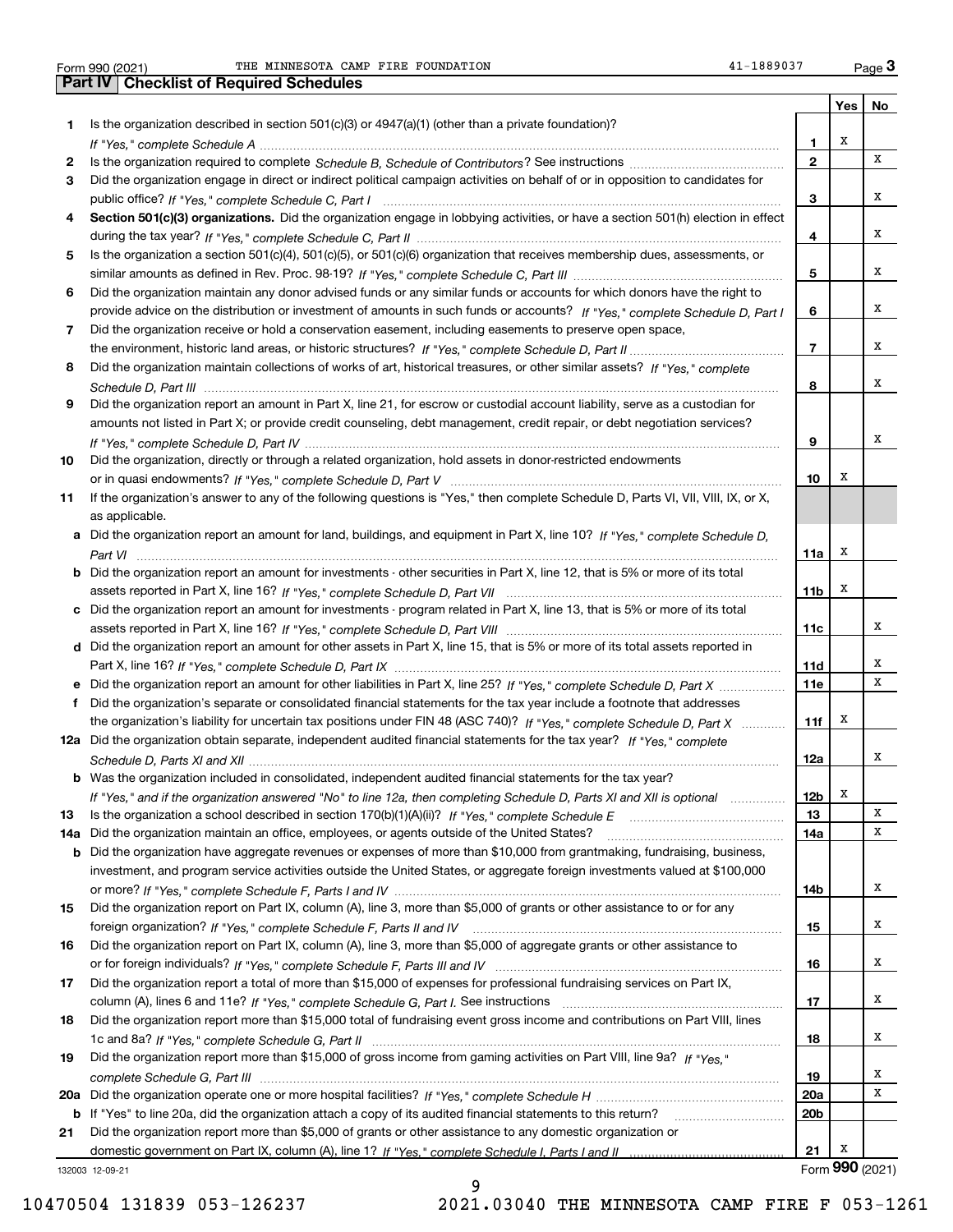Form 990 (2021) THE MINNESOTA CAMP FIRE FOUNDATION 41-1889037

## Part IV Checklist of Required Schedules

| | | | Yes | No |
|---|---|---|---|---|
| 1 | Is the organization described in section 501(c)(3) or 4947(a)(1) (other than a private foundation)? *If "Yes," complete Schedule A* | 1 | X | |
| 2 | Is the organization required to complete *Schedule B, Schedule of Contributors*? See instructions | 2 | | X |
| 3 | Did the organization engage in direct or indirect political campaign activities on behalf of or in opposition to candidates for public office? *If "Yes," complete Schedule C, Part I* | 3 | | X |
| 4 | **Section 501(c)(3) organizations.** Did the organization engage in lobbying activities, or have a section 501(h) election in effect during the tax year? *If "Yes," complete Schedule C, Part II* | 4 | | X |
| 5 | Is the organization a section 501(c)(4), 501(c)(5), or 501(c)(6) organization that receives membership dues, assessments, or similar amounts as defined in Rev. Proc. 98-19? *If "Yes," complete Schedule C, Part III* | 5 | | X |
| 6 | Did the organization maintain any donor advised funds or any similar funds or accounts for which donors have the right to provide advice on the distribution or investment of amounts in such funds or accounts? *If "Yes," complete Schedule D, Part I* | 6 | | X |
| 7 | Did the organization receive or hold a conservation easement, including easements to preserve open space, the environment, historic land areas, or historic structures? *If "Yes," complete Schedule D, Part II* | 7 | | X |
| 8 | Did the organization maintain collections of works of art, historical treasures, or other similar assets? *If "Yes," complete Schedule D, Part III* | 8 | | X |
| 9 | Did the organization report an amount in Part X, line 21, for escrow or custodial account liability, serve as a custodian for amounts not listed in Part X; or provide credit counseling, debt management, credit repair, or debt negotiation services? *If "Yes," complete Schedule D, Part IV* | 9 | | X |
| 10 | Did the organization, directly or through a related organization, hold assets in donor-restricted endowments or in quasi endowments? *If "Yes," complete Schedule D, Part V* | 10 | X | |
| 11 | If the organization's answer to any of the following questions is "Yes," then complete Schedule D, Parts VI, VII, VIII, IX, or X, as applicable. | | | |
| a | Did the organization report an amount for land, buildings, and equipment in Part X, line 10? *If "Yes," complete Schedule D, Part VI* | 11a | X | |
| b | Did the organization report an amount for investments - other securities in Part X, line 12, that is 5% or more of its total assets reported in Part X, line 16? *If "Yes," complete Schedule D, Part VII* | 11b | X | |
| c | Did the organization report an amount for investments - program related in Part X, line 13, that is 5% or more of its total assets reported in Part X, line 16? *If "Yes," complete Schedule D, Part VIII* | 11c | | X |
| d | Did the organization report an amount for other assets in Part X, line 15, that is 5% or more of its total assets reported in Part X, line 16? *If "Yes," complete Schedule D, Part IX* | 11d | | X |
| e | Did the organization report an amount for other liabilities in Part X, line 25? *If "Yes," complete Schedule D, Part X* | 11e | | X |
| f | Did the organization's separate or consolidated financial statements for the tax year include a footnote that addresses the organization's liability for uncertain tax positions under FIN 48 (ASC 740)? *If "Yes," complete Schedule D, Part X* | 11f | X | |
| 12a | Did the organization obtain separate, independent audited financial statements for the tax year? *If "Yes," complete Schedule D, Parts XI and XII* | 12a | | X |
| b | Was the organization included in consolidated, independent audited financial statements for the tax year? *If "Yes," and if the organization answered "No" to line 12a, then completing Schedule D, Parts XI and XII is optional* | 12b | X | |
| 13 | Is the organization a school described in section 170(b)(1)(A)(ii)? *If "Yes," complete Schedule E* | 13 | | X |
| 14a | Did the organization maintain an office, employees, or agents outside of the United States? | 14a | | X |
| b | Did the organization have aggregate revenues or expenses of more than $10,000 from grantmaking, fundraising, business, investment, and program service activities outside the United States, or aggregate foreign investments valued at $100,000 or more? *If "Yes," complete Schedule F, Parts I and IV* | 14b | | X |
| 15 | Did the organization report on Part IX, column (A), line 3, more than $5,000 of grants or other assistance to or for any foreign organization? *If "Yes," complete Schedule F, Parts II and IV* | 15 | | X |
| 16 | Did the organization report on Part IX, column (A), line 3, more than $5,000 of aggregate grants or other assistance to or for foreign individuals? *If "Yes," complete Schedule F, Parts III and IV* | 16 | | X |
| 17 | Did the organization report a total of more than $15,000 of expenses for professional fundraising services on Part IX, column (A), lines 6 and 11e? *If "Yes," complete Schedule G, Part I.* See instructions | 17 | | X |
| 18 | Did the organization report more than $15,000 total of fundraising event gross income and contributions on Part VIII, lines 1c and 8a? *If "Yes," complete Schedule G, Part II* | 18 | | X |
| 19 | Did the organization report more than $15,000 of gross income from gaming activities on Part VIII, line 9a? *If "Yes," complete Schedule G, Part III* | 19 | | X |
| 20a | Did the organization operate one or more hospital facilities? *If "Yes," complete Schedule H* | 20a | | X |
| b | If "Yes" to line 20a, did the organization attach a copy of its audited financial statements to this return? | 20b | | |
| 21 | Did the organization report more than $5,000 of grants or other assistance to any domestic organization or domestic government on Part IX, column (A), line 1? *If "Yes," complete Schedule I, Parts I and II* | 21 | X | |

132003 12-09-21 Form **990** (2021)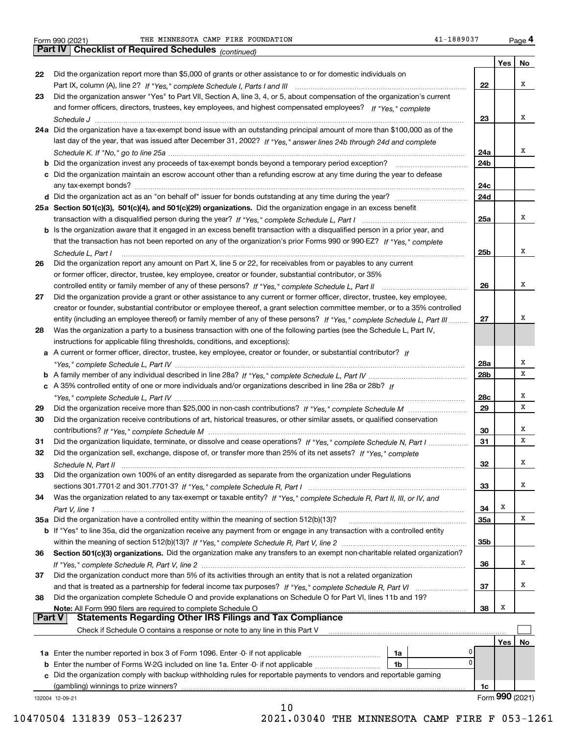Form 990 (2021) THE MINNESOTA CAMP FIRE FOUNDATION 41-1889037

## Part IV Checklist of Required Schedules *(continued)*

| | | | Yes | No |
|---|---|---|---|---|
| 22 | Did the organization report more than $5,000 of grants or other assistance to or for domestic individuals on Part IX, column (A), line 2? *If "Yes," complete Schedule I, Parts I and III* | 22 | | X |
| 23 | Did the organization answer "Yes" to Part VII, Section A, line 3, 4, or 5, about compensation of the organization's current and former officers, directors, trustees, key employees, and highest compensated employees? *If "Yes," complete Schedule J* | 23 | | X |
| 24a | Did the organization have a tax-exempt bond issue with an outstanding principal amount of more than $100,000 as of the last day of the year, that was issued after December 31, 2002? *If "Yes," answer lines 24b through 24d and complete Schedule K. If "No," go to line 25a* | 24a | | X |
| b | Did the organization invest any proceeds of tax-exempt bonds beyond a temporary period exception? | 24b | | |
| c | Did the organization maintain an escrow account other than a refunding escrow at any time during the year to defease any tax-exempt bonds? | 24c | | |
| d | Did the organization act as an "on behalf of" issuer for bonds outstanding at any time during the year? | 24d | | |
| 25a | **Section 501(c)(3), 501(c)(4), and 501(c)(29) organizations.** Did the organization engage in an excess benefit transaction with a disqualified person during the year? *If "Yes," complete Schedule L, Part I* | 25a | | X |
| b | Is the organization aware that it engaged in an excess benefit transaction with a disqualified person in a prior year, and that the transaction has not been reported on any of the organization's prior Forms 990 or 990-EZ? *If "Yes," complete Schedule L, Part I* | 25b | | X |
| 26 | Did the organization report any amount on Part X, line 5 or 22, for receivables from or payables to any current or former officer, director, trustee, key employee, creator or founder, substantial contributor, or 35% controlled entity or family member of any of these persons? *If "Yes," complete Schedule L, Part II* | 26 | | X |
| 27 | Did the organization provide a grant or other assistance to any current or former officer, director, trustee, key employee, creator or founder, substantial contributor or employee thereof, a grant selection committee member, or to a 35% controlled entity (including an employee thereof) or family member of any of these persons? *If "Yes," complete Schedule L, Part III* | 27 | | X |
| 28 | Was the organization a party to a business transaction with one of the following parties (see the Schedule L, Part IV, instructions for applicable filing thresholds, conditions, and exceptions): | | | |
| a | A current or former officer, director, trustee, key employee, creator or founder, or substantial contributor? *If "Yes," complete Schedule L, Part IV* | 28a | | X |
| b | A family member of any individual described in line 28a? *If "Yes," complete Schedule L, Part IV* | 28b | | X |
| c | A 35% controlled entity of one or more individuals and/or organizations described in line 28a or 28b? *If "Yes," complete Schedule L, Part IV* | 28c | | X |
| 29 | Did the organization receive more than $25,000 in non-cash contributions? *If "Yes," complete Schedule M* | 29 | | X |
| 30 | Did the organization receive contributions of art, historical treasures, or other similar assets, or qualified conservation contributions? *If "Yes," complete Schedule M* | 30 | | X |
| 31 | Did the organization liquidate, terminate, or dissolve and cease operations? *If "Yes," complete Schedule N, Part I* | 31 | | X |
| 32 | Did the organization sell, exchange, dispose of, or transfer more than 25% of its net assets? *If "Yes," complete Schedule N, Part II* | 32 | | X |
| 33 | Did the organization own 100% of an entity disregarded as separate from the organization under Regulations sections 301.7701-2 and 301.7701-3? *If "Yes," complete Schedule R, Part I* | 33 | | X |
| 34 | Was the organization related to any tax-exempt or taxable entity? *If "Yes," complete Schedule R, Part II, III, or IV, and Part V, line 1* | 34 | X | |
| 35a | Did the organization have a controlled entity within the meaning of section 512(b)(13)? | 35a | | X |
| b | If "Yes" to line 35a, did the organization receive any payment from or engage in any transaction with a controlled entity within the meaning of section 512(b)(13)? *If "Yes," complete Schedule R, Part V, line 2* | 35b | | |
| 36 | **Section 501(c)(3) organizations.** Did the organization make any transfers to an exempt non-charitable related organization? *If "Yes," complete Schedule R, Part V, line 2* | 36 | | X |
| 37 | Did the organization conduct more than 5% of its activities through an entity that is not a related organization and that is treated as a partnership for federal income tax purposes? *If "Yes," complete Schedule R, Part VI* | 37 | | X |
| 38 | Did the organization complete Schedule O and provide explanations on Schedule O for Part VI, lines 11b and 19? **Note:** All Form 990 filers are required to complete Schedule O | 38 | X | |

## Part V Statements Regarding Other IRS Filings and Tax Compliance

Check if Schedule O contains a response or note to any line in this Part V ☐

| | | | | | Yes | No |
|---|---|---|---|---|---|---|
| 1a | Enter the number reported in box 3 of Form 1096. Enter -0- if not applicable | 1a | 0 | | | |
| b | Enter the number of Forms W-2G included on line 1a. Enter -0- if not applicable | 1b | 0 | | | |
| c | Did the organization comply with backup withholding rules for reportable payments to vendors and reportable gaming (gambling) winnings to prize winners? | | | 1c | | |

132004 12-09-21 Form **990** (2021)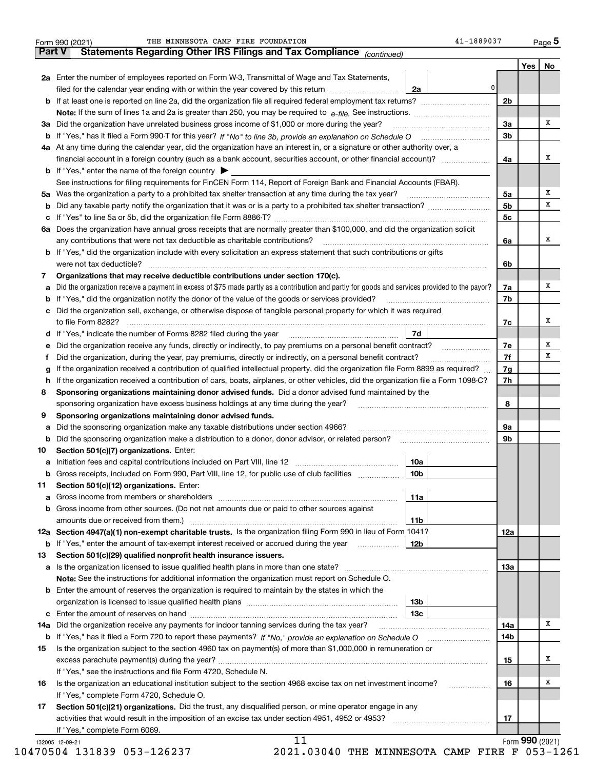Form 990 (2021) THE MINNESOTA CAMP FIRE FOUNDATION 41-1889037 Page **5**

## Part V Statements Regarding Other IRS Filings and Tax Compliance *(continued)*

| | | | Yes | No |
|---|---|---|---|---|
| **2a** | Enter the number of employees reported on Form W-3, Transmittal of Wage and Tax Statements, filed for the calendar year ending with or within the year covered by this return ... **2a** 0 | | | |
| **b** | If at least one is reported on line 2a, did the organization file all required federal employment tax returns? | **2b** | | |
| | **Note:** If the sum of lines 1a and 2a is greater than 250, you may be required to *e-file.* See instructions. | | | |
| **3a** | Did the organization have unrelated business gross income of $1,000 or more during the year? | **3a** | | X |
| **b** | If "Yes," has it filed a Form 990-T for this year? *If "No" to line 3b, provide an explanation on Schedule O* | **3b** | | |
| **4a** | At any time during the calendar year, did the organization have an interest in, or a signature or other authority over, a financial account in a foreign country (such as a bank account, securities account, or other financial account)? | **4a** | | X |
| **b** | If "Yes," enter the name of the foreign country ▶ | | | |
| | See instructions for filing requirements for FinCEN Form 114, Report of Foreign Bank and Financial Accounts (FBAR). | | | |
| **5a** | Was the organization a party to a prohibited tax shelter transaction at any time during the tax year? | **5a** | | X |
| **b** | Did any taxable party notify the organization that it was or is a party to a prohibited tax shelter transaction? | **5b** | | X |
| **c** | If "Yes" to line 5a or 5b, did the organization file Form 8886-T? | **5c** | | |
| **6a** | Does the organization have annual gross receipts that are normally greater than $100,000, and did the organization solicit any contributions that were not tax deductible as charitable contributions? | **6a** | | X |
| **b** | If "Yes," did the organization include with every solicitation an express statement that such contributions or gifts were not tax deductible? | **6b** | | |
| **7** | **Organizations that may receive deductible contributions under section 170(c).** | | | |
| **a** | Did the organization receive a payment in excess of $75 made partly as a contribution and partly for goods and services provided to the payor? | **7a** | | X |
| **b** | If "Yes," did the organization notify the donor of the value of the goods or services provided? | **7b** | | |
| **c** | Did the organization sell, exchange, or otherwise dispose of tangible personal property for which it was required to file Form 8282? | **7c** | | X |
| **d** | If "Yes," indicate the number of Forms 8282 filed during the year ... **7d** | | | |
| **e** | Did the organization receive any funds, directly or indirectly, to pay premiums on a personal benefit contract? | **7e** | | X |
| **f** | Did the organization, during the year, pay premiums, directly or indirectly, on a personal benefit contract? | **7f** | | X |
| **g** | If the organization received a contribution of qualified intellectual property, did the organization file Form 8899 as required? | **7g** | | |
| **h** | If the organization received a contribution of cars, boats, airplanes, or other vehicles, did the organization file a Form 1098-C? | **7h** | | |
| **8** | **Sponsoring organizations maintaining donor advised funds.** Did a donor advised fund maintained by the sponsoring organization have excess business holdings at any time during the year? | **8** | | |
| **9** | **Sponsoring organizations maintaining donor advised funds.** | | | |
| **a** | Did the sponsoring organization make any taxable distributions under section 4966? | **9a** | | |
| **b** | Did the sponsoring organization make a distribution to a donor, donor advisor, or related person? | **9b** | | |
| **10** | **Section 501(c)(7) organizations.** Enter: | | | |
| **a** | Initiation fees and capital contributions included on Part VIII, line 12 ... **10a** | | | |
| **b** | Gross receipts, included on Form 990, Part VIII, line 12, for public use of club facilities ... **10b** | | | |
| **11** | **Section 501(c)(12) organizations.** Enter: | | | |
| **a** | Gross income from members or shareholders ... **11a** | | | |
| **b** | Gross income from other sources. (Do not net amounts due or paid to other sources against amounts due or received from them.) ... **11b** | | | |
| **12a** | **Section 4947(a)(1) non-exempt charitable trusts.** Is the organization filing Form 990 in lieu of Form 1041? | **12a** | | |
| **b** | If "Yes," enter the amount of tax-exempt interest received or accrued during the year ... **12b** | | | |
| **13** | **Section 501(c)(29) qualified nonprofit health insurance issuers.** | | | |
| **a** | Is the organization licensed to issue qualified health plans in more than one state? | **13a** | | |
| | **Note:** See the instructions for additional information the organization must report on Schedule O. | | | |
| **b** | Enter the amount of reserves the organization is required to maintain by the states in which the organization is licensed to issue qualified health plans ... **13b** | | | |
| **c** | Enter the amount of reserves on hand ... **13c** | | | |
| **14a** | Did the organization receive any payments for indoor tanning services during the tax year? | **14a** | | X |
| **b** | If "Yes," has it filed a Form 720 to report these payments? *If "No," provide an explanation on Schedule O* | **14b** | | |
| **15** | Is the organization subject to the section 4960 tax on payment(s) of more than $1,000,000 in remuneration or excess parachute payment(s) during the year? | **15** | | X |
| | If "Yes," see the instructions and file Form 4720, Schedule N. | | | |
| **16** | Is the organization an educational institution subject to the section 4968 excise tax on net investment income? | **16** | | X |
| | If "Yes," complete Form 4720, Schedule O. | | | |
| **17** | **Section 501(c)(21) organizations.** Did the trust, any disqualified person, or mine operator engage in any activities that would result in the imposition of an excise tax under section 4951, 4952 or 4953? | **17** | | |
| | If "Yes," complete Form 6069. | | | |

Form **990** (2021)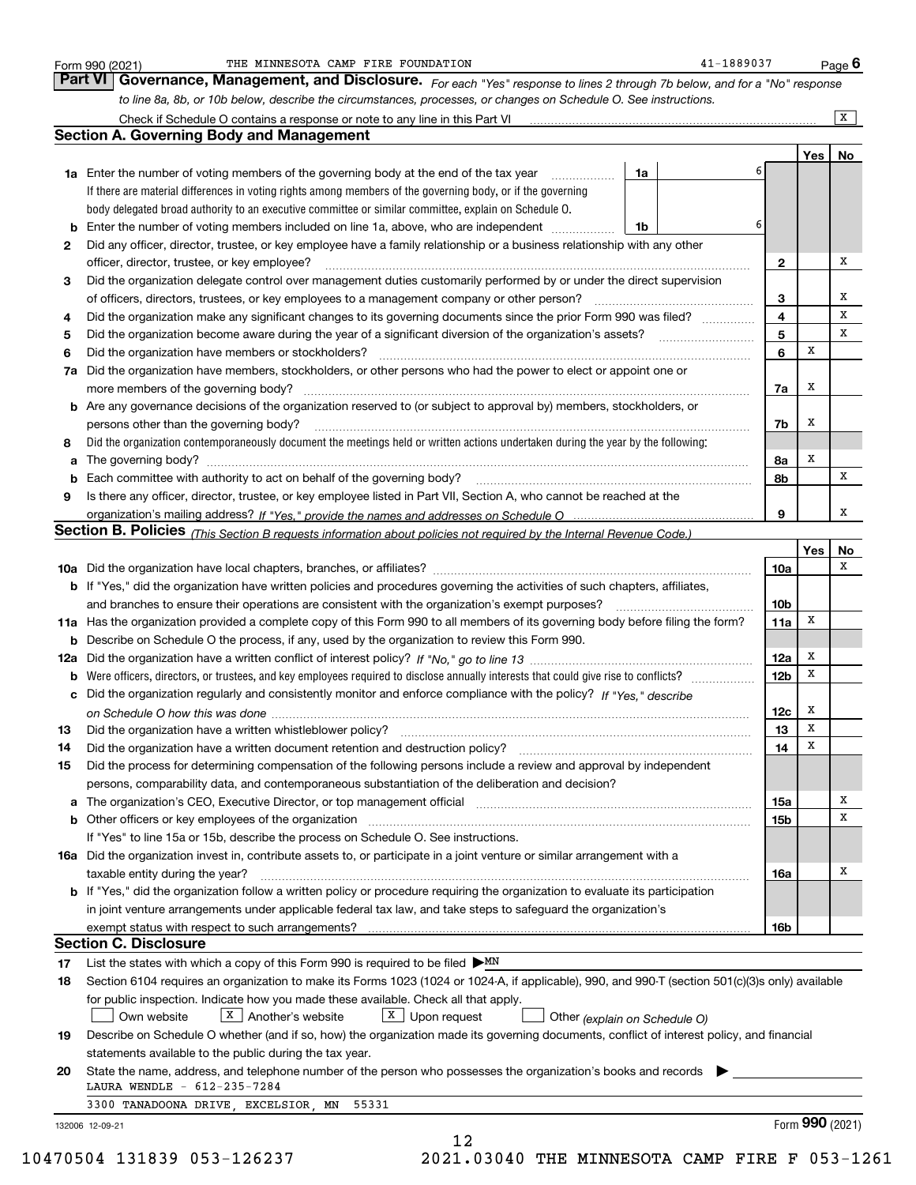Form 990 (2021) THE MINNESOTA CAMP FIRE FOUNDATION 41-1889037

## Part VI Governance, Management, and Disclosure.

*For each "Yes" response to lines 2 through 7b below, and for a "No" response to line 8a, 8b, or 10b below, describe the circumstances, processes, or changes on Schedule O. See instructions.*

Check if Schedule O contains a response or note to any line in this Part VI ☒

### Section A. Governing Body and Management

| | | | | Yes | No |
|---|---|---|---|---|---|
| **1a** | Enter the number of voting members of the governing body at the end of the tax year. If there are material differences in voting rights among members of the governing body, or if the governing body delegated broad authority to an executive committee or similar committee, explain on Schedule O. | 1a | 6 | | |
| **b** | Enter the number of voting members included on line 1a, above, who are independent | 1b | 6 | | |
| **2** | Did any officer, director, trustee, or key employee have a family relationship or a business relationship with any other officer, director, trustee, or key employee? | 2 | | | X |
| **3** | Did the organization delegate control over management duties customarily performed by or under the direct supervision of officers, directors, trustees, or key employees to a management company or other person? | 3 | | | X |
| **4** | Did the organization make any significant changes to its governing documents since the prior Form 990 was filed? | 4 | | | X |
| **5** | Did the organization become aware during the year of a significant diversion of the organization's assets? | 5 | | | X |
| **6** | Did the organization have members or stockholders? | 6 | | X | |
| **7a** | Did the organization have members, stockholders, or other persons who had the power to elect or appoint one or more members of the governing body? | 7a | | X | |
| **b** | Are any governance decisions of the organization reserved to (or subject to approval by) members, stockholders, or persons other than the governing body? | 7b | | X | |
| **8** | Did the organization contemporaneously document the meetings held or written actions undertaken during the year by the following: | | | | |
| **a** | The governing body? | 8a | | X | |
| **b** | Each committee with authority to act on behalf of the governing body? | 8b | | | X |
| **9** | Is there any officer, director, trustee, or key employee listed in Part VII, Section A, who cannot be reached at the organization's mailing address? *If "Yes," provide the names and addresses on Schedule O* | 9 | | | X |

### Section B. Policies *(This Section B requests information about policies not required by the Internal Revenue Code.)*

| | | | Yes | No |
|---|---|---|---|---|
| **10a** | Did the organization have local chapters, branches, or affiliates? | 10a | | X |
| **b** | If "Yes," did the organization have written policies and procedures governing the activities of such chapters, affiliates, and branches to ensure their operations are consistent with the organization's exempt purposes? | 10b | | |
| **11a** | Has the organization provided a complete copy of this Form 990 to all members of its governing body before filing the form? | 11a | X | |
| **b** | Describe on Schedule O the process, if any, used by the organization to review this Form 990. | | | |
| **12a** | Did the organization have a written conflict of interest policy? *If "No," go to line 13* | 12a | X | |
| **b** | Were officers, directors, or trustees, and key employees required to disclose annually interests that could give rise to conflicts? | 12b | X | |
| **c** | Did the organization regularly and consistently monitor and enforce compliance with the policy? *If "Yes," describe on Schedule O how this was done* | 12c | X | |
| **13** | Did the organization have a written whistleblower policy? | 13 | X | |
| **14** | Did the organization have a written document retention and destruction policy? | 14 | X | |
| **15** | Did the process for determining compensation of the following persons include a review and approval by independent persons, comparability data, and contemporaneous substantiation of the deliberation and decision? | | | |
| **a** | The organization's CEO, Executive Director, or top management official | 15a | | X |
| **b** | Other officers or key employees of the organization | 15b | | X |
| | If "Yes" to line 15a or 15b, describe the process on Schedule O. See instructions. | | | |
| **16a** | Did the organization invest in, contribute assets to, or participate in a joint venture or similar arrangement with a taxable entity during the year? | 16a | | X |
| **b** | If "Yes," did the organization follow a written policy or procedure requiring the organization to evaluate its participation in joint venture arrangements under applicable federal tax law, and take steps to safeguard the organization's exempt status with respect to such arrangements? | 16b | | |

### Section C. Disclosure

**17** List the states with which a copy of this Form 990 is required to be filed ▶ MN

**18** Section 6104 requires an organization to make its Forms 1023 (1024 or 1024-A, if applicable), 990, and 990-T (section 501(c)(3)s only) available for public inspection. Indicate how you made these available. Check all that apply.

☐ Own website ☒ Another's website ☒ Upon request ☐ Other *(explain on Schedule O)*

**19** Describe on Schedule O whether (and if so, how) the organization made its governing documents, conflict of interest policy, and financial statements available to the public during the tax year.

**20** State the name, address, and telephone number of the person who possesses the organization's books and records ▶

LAURA WENDLE - 612-235-7284
3300 TANADOONA DRIVE, EXCELSIOR, MN 55331

132006 12-09-21 Form **990** (2021)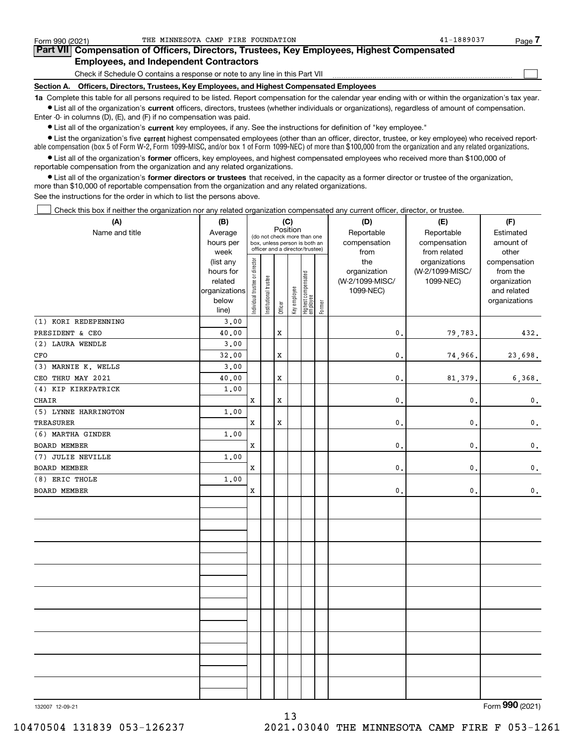Form 990 (2021) THE MINNESOTA CAMP FIRE FOUNDATION 41-1889037

## Part VII Compensation of Officers, Directors, Trustees, Key Employees, Highest Compensated Employees, and Independent Contractors

Check if Schedule O contains a response or note to any line in this Part VII

### Section A. Officers, Directors, Trustees, Key Employees, and Highest Compensated Employees

**1a** Complete this table for all persons required to be listed. Report compensation for the calendar year ending with or within the organization's tax year.

- List all of the organization's **current** officers, directors, trustees (whether individuals or organizations), regardless of amount of compensation. Enter -0- in columns (D), (E), and (F) if no compensation was paid.
- List all of the organization's **current** key employees, if any. See the instructions for definition of "key employee."
- List the organization's five **current** highest compensated employees (other than an officer, director, trustee, or key employee) who received reportable compensation (box 5 of Form W-2, Form 1099-MISC, and/or box 1 of Form 1099-NEC) of more than $100,000 from the organization and any related organizations.
- List all of the organization's **former** officers, key employees, and highest compensated employees who received more than $100,000 of reportable compensation from the organization and any related organizations.
- List all of the organization's **former directors or trustees** that received, in the capacity as a former director or trustee of the organization, more than $10,000 of reportable compensation from the organization and any related organizations.

See the instructions for the order in which to list the persons above.

Check this box if neither the organization nor any related organization compensated any current officer, director, or trustee.

| (A) Name and title | (B) Average hours per week (list any hours for related organizations below line) | (C) Position: Individual trustee or director | Institutional trustee | Officer | Key employee | Highest compensated employee | Former | (D) Reportable compensation from the organization (W-2/1099-MISC/1099-NEC) | (E) Reportable compensation from related organizations (W-2/1099-MISC/1099-NEC) | (F) Estimated amount of other compensation from the organization and related organizations |
|---|---|---|---|---|---|---|---|---|---|---|
| (1) KORI REDEPENNING<br>PRESIDENT & CEO | 3.00<br>40.00 | | | X | | | | 0. | 79,783. | 432. |
| (2) LAURA WENDLE<br>CFO | 3.00<br>32.00 | | | X | | | | 0. | 74,966. | 23,698. |
| (3) MARNIE K. WELLS<br>CEO THRU MAY 2021 | 3.00<br>40.00 | | | X | | | | 0. | 81,379. | 6,368. |
| (4) KIP KIRKPATRICK<br>CHAIR | 1.00 | X | | X | | | | 0. | 0. | 0. |
| (5) LYNNE HARRINGTON<br>TREASURER | 1.00 | X | | X | | | | 0. | 0. | 0. |
| (6) MARTHA GINDER<br>BOARD MEMBER | 1.00 | X | | | | | | 0. | 0. | 0. |
| (7) JULIE NEVILLE<br>BOARD MEMBER | 1.00 | X | | | | | | 0. | 0. | 0. |
| (8) ERIC THOLE<br>BOARD MEMBER | 1.00 | X | | | | | | 0. | 0. | 0. |

132007 12-09-21

Form **990** (2021)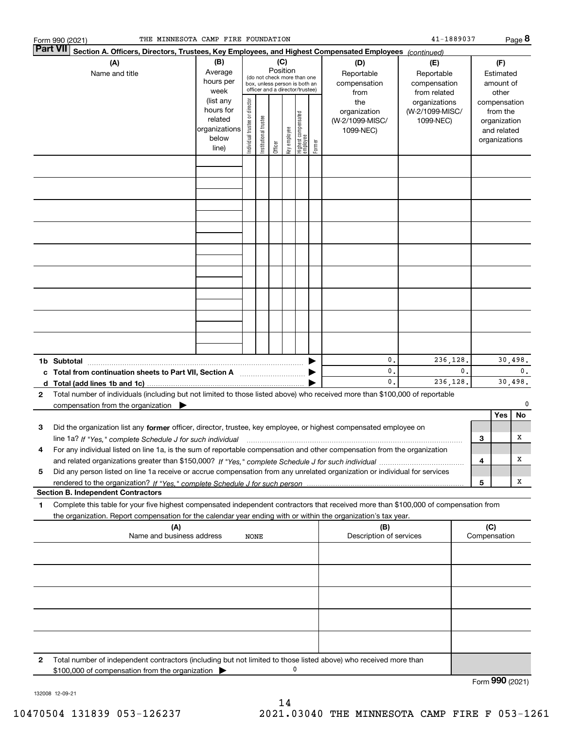Form 990 (2021) THE MINNESOTA CAMP FIRE FOUNDATION 41-1889037 Page **8**

## Part VII Section A. Officers, Directors, Trustees, Key Employees, and Highest Compensated Employees *(continued)*

| (A) Name and title | (B) Average hours per week (list any hours for related organizations below line) | (C) Position (do not check more than one box, unless person is both an officer and a director/trustee): Individual trustee or director | Institutional trustee | Officer | Key employee | Highest compensated employee | Former | (D) Reportable compensation from the organization (W-2/1099-MISC/1099-NEC) | (E) Reportable compensation from related organizations (W-2/1099-MISC/1099-NEC) | (F) Estimated amount of other compensation from the organization and related organizations |
|---|---|---|---|---|---|---|---|---|---|---|
| | | | | | | | | | | |
| | | | | | | | | | | |
| | | | | | | | | | | |
| | | | | | | | | | | |
| | | | | | | | | | | |
| | | | | | | | | | | |
| | | | | | | | | | | |
| | | | | | | | | | | |
| | | | | | | | | | | |
| **1b Subtotal** | | | | | | | | 0. | 236,128. | 30,498. |
| **c Total from continuation sheets to Part VII, Section A** | | | | | | | | 0. | 0. | 0. |
| **d Total (add lines 1b and 1c)** | | | | | | | | 0. | 236,128. | 30,498. |

**2** Total number of individuals (including but not limited to those listed above) who received more than $100,000 of reportable compensation from the organization ▶ 0

| | | | Yes | No |
|---|---|---|---|---|
| **3** | Did the organization list any **former** officer, director, trustee, key employee, or highest compensated employee on line 1a? *If "Yes," complete Schedule J for such individual* | 3 | | X |
| **4** | For any individual listed on line 1a, is the sum of reportable compensation and other compensation from the organization and related organizations greater than $150,000? *If "Yes," complete Schedule J for such individual* | 4 | | X |
| **5** | Did any person listed on line 1a receive or accrue compensation from any unrelated organization or individual for services rendered to the organization? *If "Yes," complete Schedule J for such person* | 5 | | X |

### Section B. Independent Contractors

**1** Complete this table for your five highest compensated independent contractors that received more than $100,000 of compensation from the organization. Report compensation for the calendar year ending with or within the organization's tax year.

| (A) Name and business address NONE | (B) Description of services | (C) Compensation |
|---|---|---|
| | | |
| | | |
| | | |
| | | |
| | | |

**2** Total number of independent contractors (including but not limited to those listed above) who received more than $100,000 of compensation from the organization ▶ 0

Form **990** (2021)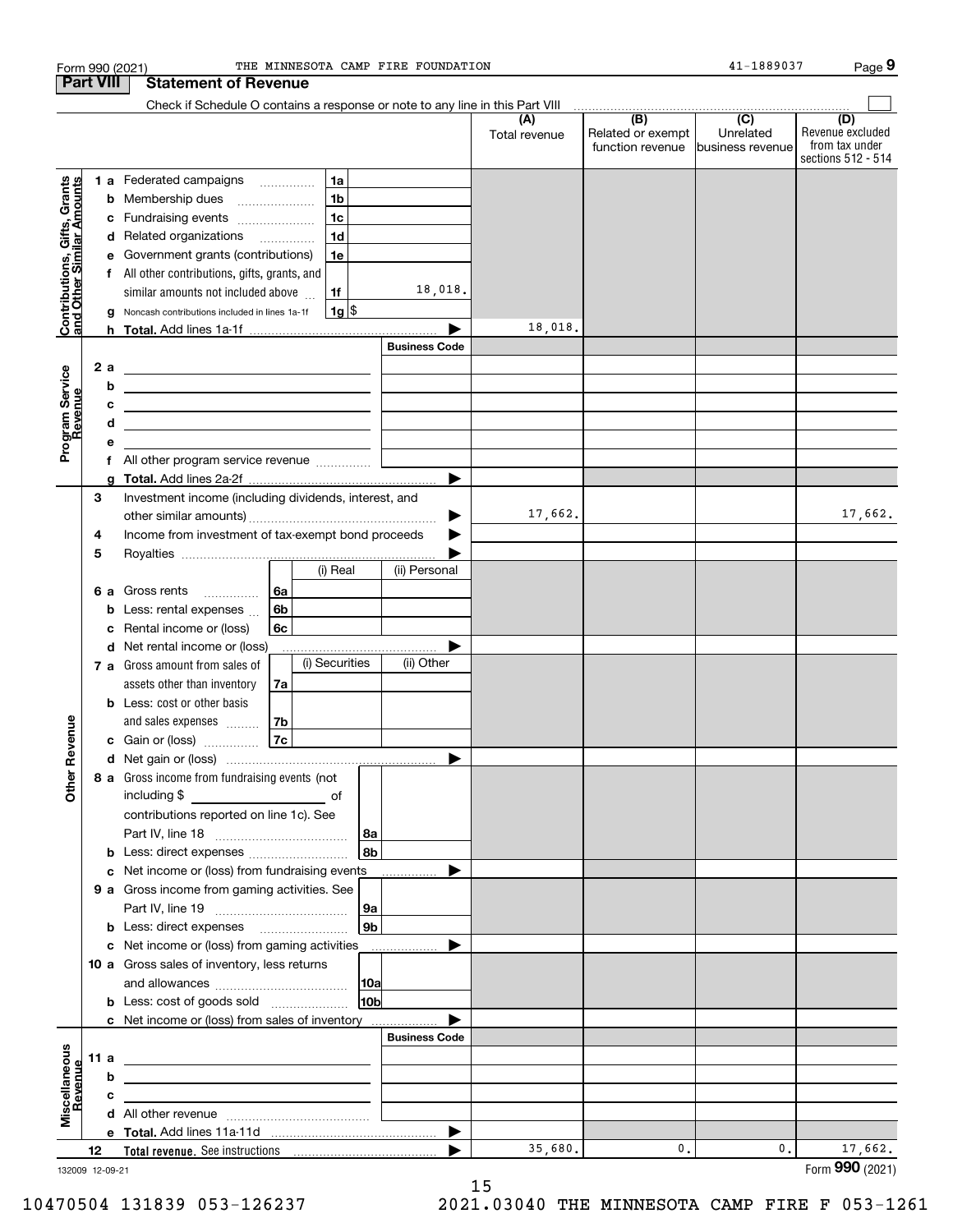Form 990 (2021) THE MINNESOTA CAMP FIRE FOUNDATION 41-1889037

## Part VIII Statement of Revenue

Check if Schedule O contains a response or note to any line in this Part VIII

| | | | | (A) Total revenue | (B) Related or exempt function revenue | (C) Unrelated business revenue | (D) Revenue excluded from tax under sections 512 - 514 |
|---|---|---|---|---|---|---|---|
| **Contributions, Gifts, Grants and Other Similar Amounts** | 1 a | Federated campaigns | 1a | | | | |
| | b | Membership dues | 1b | | | | |
| | c | Fundraising events | 1c | | | | |
| | d | Related organizations | 1d | | | | |
| | e | Government grants (contributions) | 1e | | | | |
| | f | All other contributions, gifts, grants, and similar amounts not included above | 1f 18,018. | | | | |
| | g | Noncash contributions included in lines 1a-1f | 1g $ | | | | |
| | h | **Total.** Add lines 1a-1f | ▶ | 18,018. | | | |
| **Program Service Revenue** | | | Business Code | | | | |
| | 2 a | | | | | | |
| | b | | | | | | |
| | c | | | | | | |
| | d | | | | | | |
| | e | | | | | | |
| | f | All other program service revenue | | | | | |
| | g | **Total.** Add lines 2a-2f | ▶ | | | | |
| **Other Revenue** | 3 | Investment income (including dividends, interest, and other similar amounts) | ▶ | 17,662. | | | 17,662. |
| | 4 | Income from investment of tax-exempt bond proceeds | ▶ | | | | |
| | 5 | Royalties | ▶ | | | | |
| | | | (i) Real / (ii) Personal | | | | |
| | 6 a | Gross rents | 6a | | | | |
| | b | Less: rental expenses | 6b | | | | |
| | c | Rental income or (loss) | 6c | | | | |
| | d | Net rental income or (loss) | ▶ | | | | |
| | | | (i) Securities / (ii) Other | | | | |
| | 7 a | Gross amount from sales of assets other than inventory | 7a | | | | |
| | b | Less: cost or other basis and sales expenses | 7b | | | | |
| | c | Gain or (loss) | 7c | | | | |
| | d | Net gain or (loss) | ▶ | | | | |
| | 8 a | Gross income from fundraising events (not including $ of contributions reported on line 1c). See Part IV, line 18 | 8a | | | | |
| | b | Less: direct expenses | 8b | | | | |
| | c | Net income or (loss) from fundraising events | ▶ | | | | |
| | 9 a | Gross income from gaming activities. See Part IV, line 19 | 9a | | | | |
| | b | Less: direct expenses | 9b | | | | |
| | c | Net income or (loss) from gaming activities | ▶ | | | | |
| | 10 a | Gross sales of inventory, less returns and allowances | 10a | | | | |
| | b | Less: cost of goods sold | 10b | | | | |
| | c | Net income or (loss) from sales of inventory | ▶ | | | | |
| **Miscellaneous Revenue** | | | Business Code | | | | |
| | 11 a | | | | | | |
| | b | | | | | | |
| | c | | | | | | |
| | d | All other revenue | | | | | |
| | e | **Total.** Add lines 11a-11d | ▶ | | | | |
| | 12 | **Total revenue.** See instructions | ▶ | 35,680. | 0. | 0. | 17,662. |

132009 12-09-21

Form **990** (2021)

10470504 131839 053-126237 2021.03040 THE MINNESOTA CAMP FIRE F 053-1261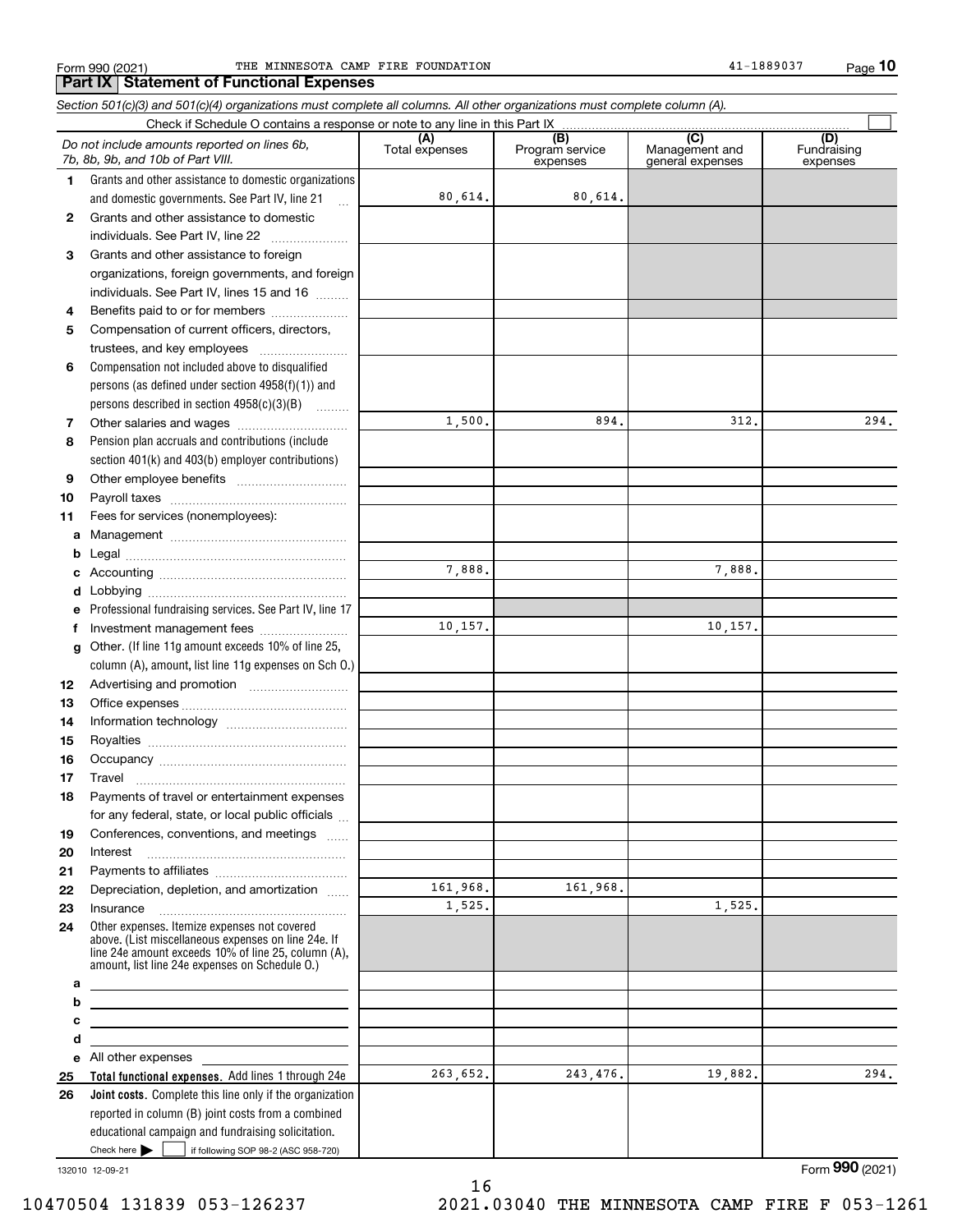Form 990 (2021) THE MINNESOTA CAMP FIRE FOUNDATION 41-1889037

## Part IX Statement of Functional Expenses

*Section 501(c)(3) and 501(c)(4) organizations must complete all columns. All other organizations must complete column (A).*

Check if Schedule O contains a response or note to any line in this Part IX ☐

| *Do not include amounts reported on lines 6b, 7b, 8b, 9b, and 10b of Part VIII.* | (A) Total expenses | (B) Program service expenses | (C) Management and general expenses | (D) Fundraising expenses |
|---|---|---|---|---|
| **1** Grants and other assistance to domestic organizations and domestic governments. See Part IV, line 21 | 80,614. | 80,614. | | |
| **2** Grants and other assistance to domestic individuals. See Part IV, line 22 | | | | |
| **3** Grants and other assistance to foreign organizations, foreign governments, and foreign individuals. See Part IV, lines 15 and 16 | | | | |
| **4** Benefits paid to or for members | | | | |
| **5** Compensation of current officers, directors, trustees, and key employees | | | | |
| **6** Compensation not included above to disqualified persons (as defined under section 4958(f)(1)) and persons described in section 4958(c)(3)(B) | | | | |
| **7** Other salaries and wages | 1,500. | 894. | 312. | 294. |
| **8** Pension plan accruals and contributions (include section 401(k) and 403(b) employer contributions) | | | | |
| **9** Other employee benefits | | | | |
| **10** Payroll taxes | | | | |
| **11** Fees for services (nonemployees): | | | | |
| **a** Management | | | | |
| **b** Legal | | | | |
| **c** Accounting | 7,888. | | 7,888. | |
| **d** Lobbying | | | | |
| **e** Professional fundraising services. See Part IV, line 17 | | | | |
| **f** Investment management fees | 10,157. | | 10,157. | |
| **g** Other. (If line 11g amount exceeds 10% of line 25, column (A), amount, list line 11g expenses on Sch O.) | | | | |
| **12** Advertising and promotion | | | | |
| **13** Office expenses | | | | |
| **14** Information technology | | | | |
| **15** Royalties | | | | |
| **16** Occupancy | | | | |
| **17** Travel | | | | |
| **18** Payments of travel or entertainment expenses for any federal, state, or local public officials | | | | |
| **19** Conferences, conventions, and meetings | | | | |
| **20** Interest | | | | |
| **21** Payments to affiliates | | | | |
| **22** Depreciation, depletion, and amortization | 161,968. | 161,968. | | |
| **23** Insurance | 1,525. | | 1,525. | |
| **24** Other expenses. Itemize expenses not covered above. (List miscellaneous expenses on line 24e. If line 24e amount exceeds 10% of line 25, column (A), amount, list line 24e expenses on Schedule O.) | | | | |
| **a** | | | | |
| **b** | | | | |
| **c** | | | | |
| **d** | | | | |
| **e** All other expenses | | | | |
| **25 Total functional expenses.** Add lines 1 through 24e | 263,652. | 243,476. | 19,882. | 294. |
| **26 Joint costs.** Complete this line only if the organization reported in column (B) joint costs from a combined educational campaign and fundraising solicitation. Check here ▶ ☐ if following SOP 98-2 (ASC 958-720) | | | | |

132010 12-09-21

Form **990** (2021)

10470504 131839 053-126237 2021.03040 THE MINNESOTA CAMP FIRE F 053-1261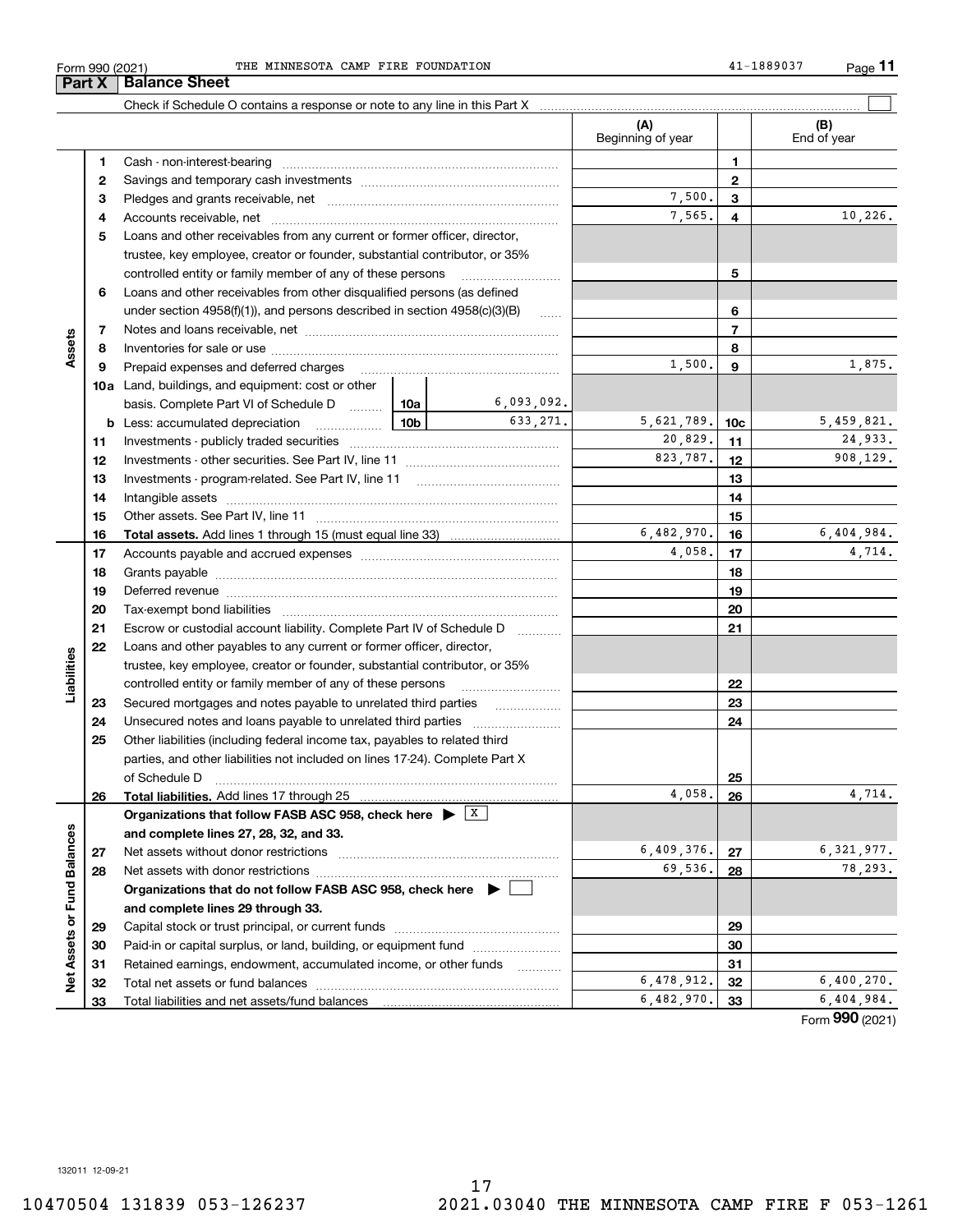Form 990 (2021) THE MINNESOTA CAMP FIRE FOUNDATION 41-1889037

## Part X Balance Sheet

Check if Schedule O contains a response or note to any line in this Part X ☐

| | | | | (A) Beginning of year | | (B) End of year |
|---|---|---|---|---|---|---|
| **Assets** | 1 | Cash - non-interest-bearing | | | 1 | |
| | 2 | Savings and temporary cash investments | | | 2 | |
| | 3 | Pledges and grants receivable, net | | 7,500. | 3 | |
| | 4 | Accounts receivable, net | | 7,565. | 4 | 10,226. |
| | 5 | Loans and other receivables from any current or former officer, director, trustee, key employee, creator or founder, substantial contributor, or 35% controlled entity or family member of any of these persons | | | 5 | |
| | 6 | Loans and other receivables from other disqualified persons (as defined under section 4958(f)(1)), and persons described in section 4958(c)(3)(B) | | | 6 | |
| | 7 | Notes and loans receivable, net | | | 7 | |
| | 8 | Inventories for sale or use | | | 8 | |
| | 9 | Prepaid expenses and deferred charges | | 1,500. | 9 | 1,875. |
| | 10a | Land, buildings, and equipment: cost or other basis. Complete Part VI of Schedule D | 10a 6,093,092. | | | |
| | b | Less: accumulated depreciation | 10b 633,271. | 5,621,789. | 10c | 5,459,821. |
| | 11 | Investments - publicly traded securities | | 20,829. | 11 | 24,933. |
| | 12 | Investments - other securities. See Part IV, line 11 | | 823,787. | 12 | 908,129. |
| | 13 | Investments - program-related. See Part IV, line 11 | | | 13 | |
| | 14 | Intangible assets | | | 14 | |
| | 15 | Other assets. See Part IV, line 11 | | | 15 | |
| | 16 | **Total assets.** Add lines 1 through 15 (must equal line 33) | | 6,482,970. | 16 | 6,404,984. |
| **Liabilities** | 17 | Accounts payable and accrued expenses | | 4,058. | 17 | 4,714. |
| | 18 | Grants payable | | | 18 | |
| | 19 | Deferred revenue | | | 19 | |
| | 20 | Tax-exempt bond liabilities | | | 20 | |
| | 21 | Escrow or custodial account liability. Complete Part IV of Schedule D | | | 21 | |
| | 22 | Loans and other payables to any current or former officer, director, trustee, key employee, creator or founder, substantial contributor, or 35% controlled entity or family member of any of these persons | | | 22 | |
| | 23 | Secured mortgages and notes payable to unrelated third parties | | | 23 | |
| | 24 | Unsecured notes and loans payable to unrelated third parties | | | 24 | |
| | 25 | Other liabilities (including federal income tax, payables to related third parties, and other liabilities not included on lines 17-24). Complete Part X of Schedule D | | | 25 | |
| | 26 | **Total liabilities.** Add lines 17 through 25 | | 4,058. | 26 | 4,714. |
| **Net Assets or Fund Balances** | | **Organizations that follow FASB ASC 958, check here ▶ [X] and complete lines 27, 28, 32, and 33.** | | | | |
| | 27 | Net assets without donor restrictions | | 6,409,376. | 27 | 6,321,977. |
| | 28 | Net assets with donor restrictions | | 69,536. | 28 | 78,293. |
| | | **Organizations that do not follow FASB ASC 958, check here ▶ [ ] and complete lines 29 through 33.** | | | | |
| | 29 | Capital stock or trust principal, or current funds | | | 29 | |
| | 30 | Paid-in or capital surplus, or land, building, or equipment fund | | | 30 | |
| | 31 | Retained earnings, endowment, accumulated income, or other funds | | | 31 | |
| | 32 | Total net assets or fund balances | | 6,478,912. | 32 | 6,400,270. |
| | 33 | Total liabilities and net assets/fund balances | | 6,482,970. | 33 | 6,404,984. |

Form **990** (2021)

132011 12-09-21

10470504 131839 053-126237 2021.03040 THE MINNESOTA CAMP FIRE F 053-1261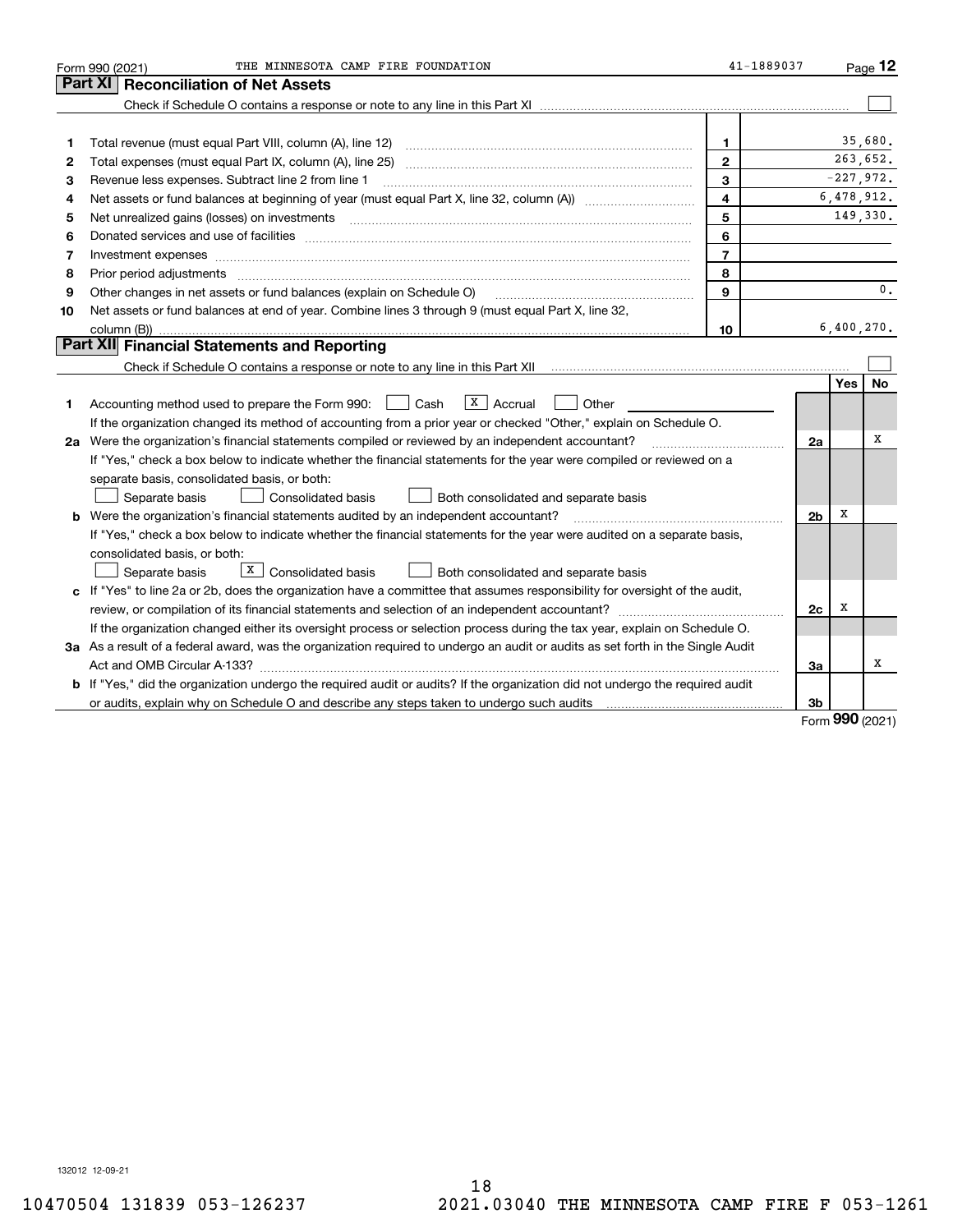Form 990 (2021) THE MINNESOTA CAMP FIRE FOUNDATION 41-1889037

## Part XI Reconciliation of Net Assets

Check if Schedule O contains a response or note to any line in this Part XI ☐

| | | | |
|---|---|---|---|
| 1 | Total revenue (must equal Part VIII, column (A), line 12) | 1 | 35,680. |
| 2 | Total expenses (must equal Part IX, column (A), line 25) | 2 | 263,652. |
| 3 | Revenue less expenses. Subtract line 2 from line 1 | 3 | -227,972. |
| 4 | Net assets or fund balances at beginning of year (must equal Part X, line 32, column (A)) | 4 | 6,478,912. |
| 5 | Net unrealized gains (losses) on investments | 5 | 149,330. |
| 6 | Donated services and use of facilities | 6 | |
| 7 | Investment expenses | 7 | |
| 8 | Prior period adjustments | 8 | |
| 9 | Other changes in net assets or fund balances (explain on Schedule O) | 9 | 0. |
| 10 | Net assets or fund balances at end of year. Combine lines 3 through 9 (must equal Part X, line 32, column (B)) | 10 | 6,400,270. |

## Part XII Financial Statements and Reporting

Check if Schedule O contains a response or note to any line in this Part XII ☐

| | | | Yes | No |
|---|---|---|---|---|
| 1 | Accounting method used to prepare the Form 990: ☐ Cash ☒ Accrual ☐ Other<br>If the organization changed its method of accounting from a prior year or checked "Other," explain on Schedule O. | | | |
| 2a | Were the organization's financial statements compiled or reviewed by an independent accountant? | 2a | | X |
| | If "Yes," check a box below to indicate whether the financial statements for the year were compiled or reviewed on a separate basis, consolidated basis, or both:<br>☐ Separate basis ☐ Consolidated basis ☐ Both consolidated and separate basis | | | |
| b | Were the organization's financial statements audited by an independent accountant? | 2b | X | |
| | If "Yes," check a box below to indicate whether the financial statements for the year were audited on a separate basis, consolidated basis, or both:<br>☐ Separate basis ☒ Consolidated basis ☐ Both consolidated and separate basis | | | |
| c | If "Yes" to line 2a or 2b, does the organization have a committee that assumes responsibility for oversight of the audit, review, or compilation of its financial statements and selection of an independent accountant? | 2c | X | |
| | If the organization changed either its oversight process or selection process during the tax year, explain on Schedule O. | | | |
| 3a | As a result of a federal award, was the organization required to undergo an audit or audits as set forth in the Single Audit Act and OMB Circular A-133? | 3a | | X |
| b | If "Yes," did the organization undergo the required audit or audits? If the organization did not undergo the required audit or audits, explain why on Schedule O and describe any steps taken to undergo such audits | 3b | | |

Form 990 (2021)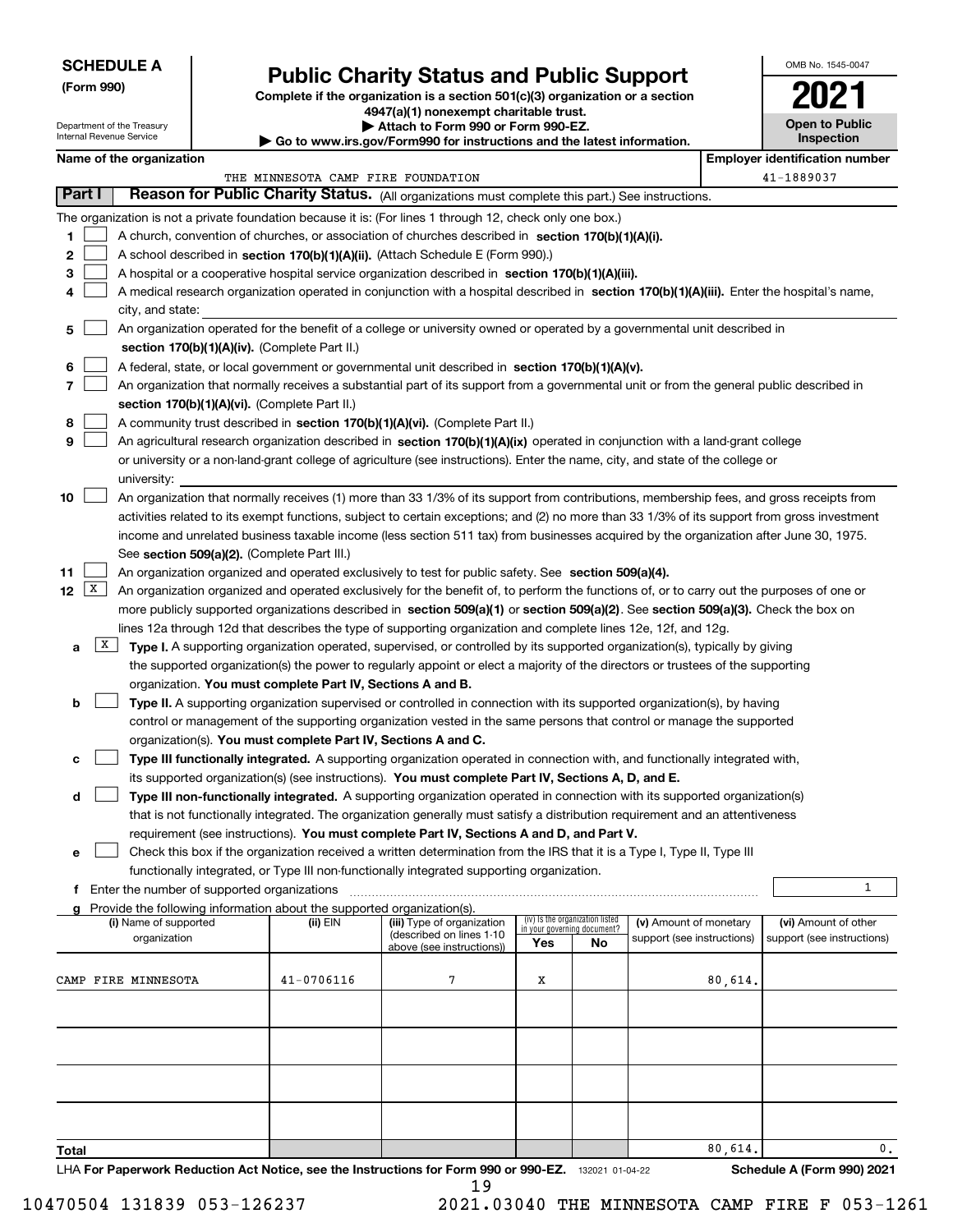**SCHEDULE A (Form 990)**

Department of the Treasury
Internal Revenue Service

# Public Charity Status and Public Support

**Complete if the organization is a section 501(c)(3) organization or a section 4947(a)(1) nonexempt charitable trust.**
**▶ Attach to Form 990 or Form 990-EZ.**
**▶ Go to www.irs.gov/Form990 for instructions and the latest information.**

OMB No. 1545-0047

**2021**

**Open to Public Inspection**

**Name of the organization:** THE MINNESOTA CAMP FIRE FOUNDATION

**Employer identification number:** 41-1889037

## Part I — Reason for Public Charity Status. (All organizations must complete this part.) See instructions.

The organization is not a private foundation because it is: (For lines 1 through 12, check only one box.)

1. ☐ A church, convention of churches, or association of churches described in **section 170(b)(1)(A)(i).**
2. ☐ A school described in **section 170(b)(1)(A)(ii).** (Attach Schedule E (Form 990).)
3. ☐ A hospital or a cooperative hospital service organization described in **section 170(b)(1)(A)(iii).**
4. ☐ A medical research organization operated in conjunction with a hospital described in **section 170(b)(1)(A)(iii).** Enter the hospital's name, city, and state:
5. ☐ An organization operated for the benefit of a college or university owned or operated by a governmental unit described in **section 170(b)(1)(A)(iv).** (Complete Part II.)
6. ☐ A federal, state, or local government or governmental unit described in **section 170(b)(1)(A)(v).**
7. ☐ An organization that normally receives a substantial part of its support from a governmental unit or from the general public described in **section 170(b)(1)(A)(vi).** (Complete Part II.)
8. ☐ A community trust described in **section 170(b)(1)(A)(vi).** (Complete Part II.)
9. ☐ An agricultural research organization described in **section 170(b)(1)(A)(ix)** operated in conjunction with a land-grant college or university or a non-land-grant college of agriculture (see instructions). Enter the name, city, and state of the college or university:
10. ☐ An organization that normally receives (1) more than 33 1/3% of its support from contributions, membership fees, and gross receipts from activities related to its exempt functions, subject to certain exceptions; and (2) no more than 33 1/3% of its support from gross investment income and unrelated business taxable income (less section 511 tax) from businesses acquired by the organization after June 30, 1975. See **section 509(a)(2).** (Complete Part III.)
11. ☐ An organization organized and operated exclusively to test for public safety. See **section 509(a)(4).**
12. ☒ An organization organized and operated exclusively for the benefit of, to perform the functions of, or to carry out the purposes of one or more publicly supported organizations described in **section 509(a)(1)** or **section 509(a)(2)**. See **section 509(a)(3).** Check the box on lines 12a through 12d that describes the type of supporting organization and complete lines 12e, 12f, and 12g.
   - **a** ☒ **Type I.** A supporting organization operated, supervised, or controlled by its supported organization(s), typically by giving the supported organization(s) the power to regularly appoint or elect a majority of the directors or trustees of the supporting organization. **You must complete Part IV, Sections A and B.**
   - **b** ☐ **Type II.** A supporting organization supervised or controlled in connection with its supported organization(s), by having control or management of the supporting organization vested in the same persons that control or manage the supported organization(s). **You must complete Part IV, Sections A and C.**
   - **c** ☐ **Type III functionally integrated.** A supporting organization operated in connection with, and functionally integrated with, its supported organization(s) (see instructions). **You must complete Part IV, Sections A, D, and E.**
   - **d** ☐ **Type III non-functionally integrated.** A supporting organization operated in connection with its supported organization(s) that is not functionally integrated. The organization generally must satisfy a distribution requirement and an attentiveness requirement (see instructions). **You must complete Part IV, Sections A and D, and Part V.**
   - **e** ☐ Check this box if the organization received a written determination from the IRS that it is a Type I, Type II, Type III functionally integrated, or Type III non-functionally integrated supporting organization.
   - **f** Enter the number of supported organizations: 1
   - **g** Provide the following information about the supported organization(s).

| (i) Name of supported organization | (ii) EIN | (iii) Type of organization (described on lines 1-10 above (see instructions)) | (iv) Is the organization listed in your governing document? Yes | No | (v) Amount of monetary support (see instructions) | (vi) Amount of other support (see instructions) |
|---|---|---|---|---|---|---|
| CAMP FIRE MINNESOTA | 41-0706116 | 7 | X | | 80,614. | |
| | | | | | | |
| | | | | | | |
| | | | | | | |
| | | | | | | |
| **Total** | | | | | 80,614. | 0. |

LHA **For Paperwork Reduction Act Notice, see the Instructions for Form 990 or 990-EZ.** 132021 01-04-22 **Schedule A (Form 990) 2021**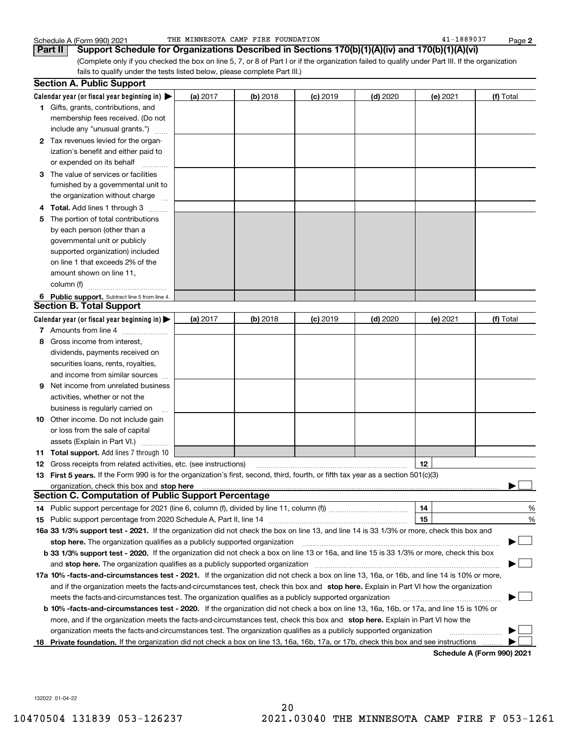Schedule A (Form 990) 2021 THE MINNESOTA CAMP FIRE FOUNDATION 41-1889037

## Part II Support Schedule for Organizations Described in Sections 170(b)(1)(A)(iv) and 170(b)(1)(A)(vi)

(Complete only if you checked the box on line 5, 7, or 8 of Part I or if the organization failed to qualify under Part III. If the organization fails to qualify under the tests listed below, please complete Part III.)

### Section A. Public Support

| Calendar year (or fiscal year beginning in) ▶ | (a) 2017 | (b) 2018 | (c) 2019 | (d) 2020 | (e) 2021 | (f) Total |
|---|---|---|---|---|---|---|
| **1** Gifts, grants, contributions, and membership fees received. (Do not include any "unusual grants.") | | | | | | |
| **2** Tax revenues levied for the organization's benefit and either paid to or expended on its behalf | | | | | | |
| **3** The value of services or facilities furnished by a governmental unit to the organization without charge | | | | | | |
| **4 Total.** Add lines 1 through 3 | | | | | | |
| **5** The portion of total contributions by each person (other than a governmental unit or publicly supported organization) included on line 1 that exceeds 2% of the amount shown on line 11, column (f) | | | | | | |
| **6 Public support.** Subtract line 5 from line 4. | | | | | | |

### Section B. Total Support

| Calendar year (or fiscal year beginning in) ▶ | (a) 2017 | (b) 2018 | (c) 2019 | (d) 2020 | (e) 2021 | (f) Total |
|---|---|---|---|---|---|---|
| **7** Amounts from line 4 | | | | | | |
| **8** Gross income from interest, dividends, payments received on securities loans, rents, royalties, and income from similar sources | | | | | | |
| **9** Net income from unrelated business activities, whether or not the business is regularly carried on | | | | | | |
| **10** Other income. Do not include gain or loss from the sale of capital assets (Explain in Part VI.) | | | | | | |
| **11 Total support.** Add lines 7 through 10 | | | | | | |

**12** Gross receipts from related activities, etc. (see instructions) **12**

**13 First 5 years.** If the Form 990 is for the organization's first, second, third, fourth, or fifth tax year as a section 501(c)(3) organization, check this box and **stop here** ▶ ☐

### Section C. Computation of Public Support Percentage

**14** Public support percentage for 2021 (line 6, column (f), divided by line 11, column (f)) **14** %

**15** Public support percentage from 2020 Schedule A, Part II, line 14 **15** %

**16a 33 1/3% support test - 2021.** If the organization did not check the box on line 13, and line 14 is 33 1/3% or more, check this box and **stop here.** The organization qualifies as a publicly supported organization ▶ ☐

**b 33 1/3% support test - 2020.** If the organization did not check a box on line 13 or 16a, and line 15 is 33 1/3% or more, check this box and **stop here.** The organization qualifies as a publicly supported organization ▶ ☐

**17a 10% -facts-and-circumstances test - 2021.** If the organization did not check a box on line 13, 16a, or 16b, and line 14 is 10% or more, and if the organization meets the facts-and-circumstances test, check this box and **stop here.** Explain in Part VI how the organization meets the facts-and-circumstances test. The organization qualifies as a publicly supported organization ▶ ☐

**b 10% -facts-and-circumstances test - 2020.** If the organization did not check a box on line 13, 16a, 16b, or 17a, and line 15 is 10% or more, and if the organization meets the facts-and-circumstances test, check this box and **stop here.** Explain in Part VI how the organization meets the facts-and-circumstances test. The organization qualifies as a publicly supported organization ▶ ☐

**18 Private foundation.** If the organization did not check a box on line 13, 16a, 16b, 17a, or 17b, check this box and see instructions ▶ ☐

**Schedule A (Form 990) 2021**

132022 01-04-22

10470504 131839 053-126237 2021.03040 THE MINNESOTA CAMP FIRE F 053-1261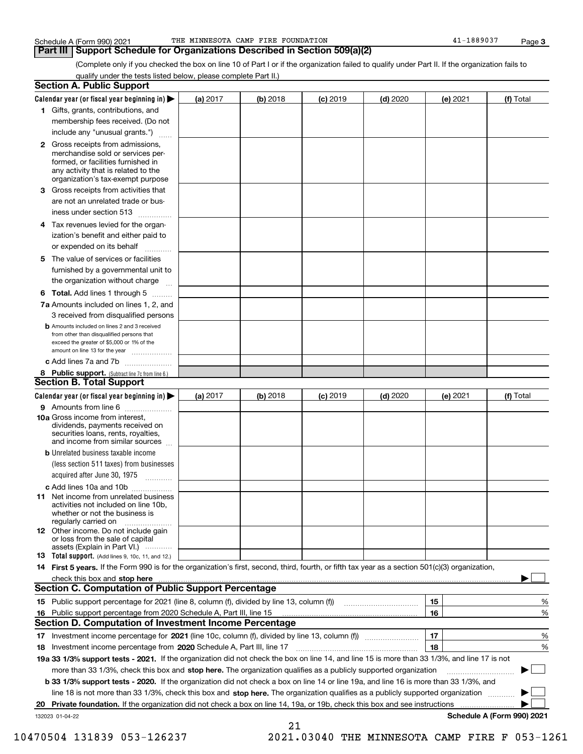Schedule A (Form 990) 2021 THE MINNESOTA CAMP FIRE FOUNDATION 41-1889037 Page 3

## Part III Support Schedule for Organizations Described in Section 509(a)(2)

(Complete only if you checked the box on line 10 of Part I or if the organization failed to qualify under Part II. If the organization fails to qualify under the tests listed below, please complete Part II.)

### Section A. Public Support

| Calendar year (or fiscal year beginning in) ▶ | (a) 2017 | (b) 2018 | (c) 2019 | (d) 2020 | (e) 2021 | (f) Total |
|---|---|---|---|---|---|---|
| 1 Gifts, grants, contributions, and membership fees received. (Do not include any "unusual grants.") | | | | | | |
| 2 Gross receipts from admissions, merchandise sold or services performed, or facilities furnished in any activity that is related to the organization's tax-exempt purpose | | | | | | |
| 3 Gross receipts from activities that are not an unrelated trade or business under section 513 | | | | | | |
| 4 Tax revenues levied for the organization's benefit and either paid to or expended on its behalf | | | | | | |
| 5 The value of services or facilities furnished by a governmental unit to the organization without charge | | | | | | |
| 6 **Total.** Add lines 1 through 5 | | | | | | |
| 7a Amounts included on lines 1, 2, and 3 received from disqualified persons | | | | | | |
| b Amounts included on lines 2 and 3 received from other than disqualified persons that exceed the greater of $5,000 or 1% of the amount on line 13 for the year | | | | | | |
| c Add lines 7a and 7b | | | | | | |
| 8 **Public support.** (Subtract line 7c from line 6.) | | | | | | |

### Section B. Total Support

| Calendar year (or fiscal year beginning in) ▶ | (a) 2017 | (b) 2018 | (c) 2019 | (d) 2020 | (e) 2021 | (f) Total |
|---|---|---|---|---|---|---|
| 9 Amounts from line 6 | | | | | | |
| 10a Gross income from interest, dividends, payments received on securities loans, rents, royalties, and income from similar sources | | | | | | |
| b Unrelated business taxable income (less section 511 taxes) from businesses acquired after June 30, 1975 | | | | | | |
| c Add lines 10a and 10b | | | | | | |
| 11 Net income from unrelated business activities not included on line 10b, whether or not the business is regularly carried on | | | | | | |
| 12 Other income. Do not include gain or loss from the sale of capital assets (Explain in Part VI.) | | | | | | |
| 13 **Total support.** (Add lines 9, 10c, 11, and 12.) | | | | | | |

14 **First 5 years.** If the Form 990 is for the organization's first, second, third, fourth, or fifth tax year as a section 501(c)(3) organization, check this box and **stop here** ▶ ☐

### Section C. Computation of Public Support Percentage

| | | | |
|---|---|---|---|
| 15 | Public support percentage for 2021 (line 8, column (f), divided by line 13, column (f)) | 15 | % |
| 16 | Public support percentage from 2020 Schedule A, Part III, line 15 | 16 | % |

### Section D. Computation of Investment Income Percentage

| | | | |
|---|---|---|---|
| 17 | Investment income percentage for **2021** (line 10c, column (f), divided by line 13, column (f)) | 17 | % |
| 18 | Investment income percentage from **2020** Schedule A, Part III, line 17 | 18 | % |

**19a 33 1/3% support tests - 2021.** If the organization did not check the box on line 14, and line 15 is more than 33 1/3%, and line 17 is not more than 33 1/3%, check this box and **stop here.** The organization qualifies as a publicly supported organization ▶ ☐

**b 33 1/3% support tests - 2020.** If the organization did not check a box on line 14 or line 19a, and line 16 is more than 33 1/3%, and line 18 is not more than 33 1/3%, check this box and **stop here.** The organization qualifies as a publicly supported organization ▶ ☐

**20 Private foundation.** If the organization did not check a box on line 14, 19a, or 19b, check this box and see instructions ▶ ☐

132023 01-04-22 **Schedule A (Form 990) 2021**

10470504 131839 053-126237 2021.03040 THE MINNESOTA CAMP FIRE F 053-1261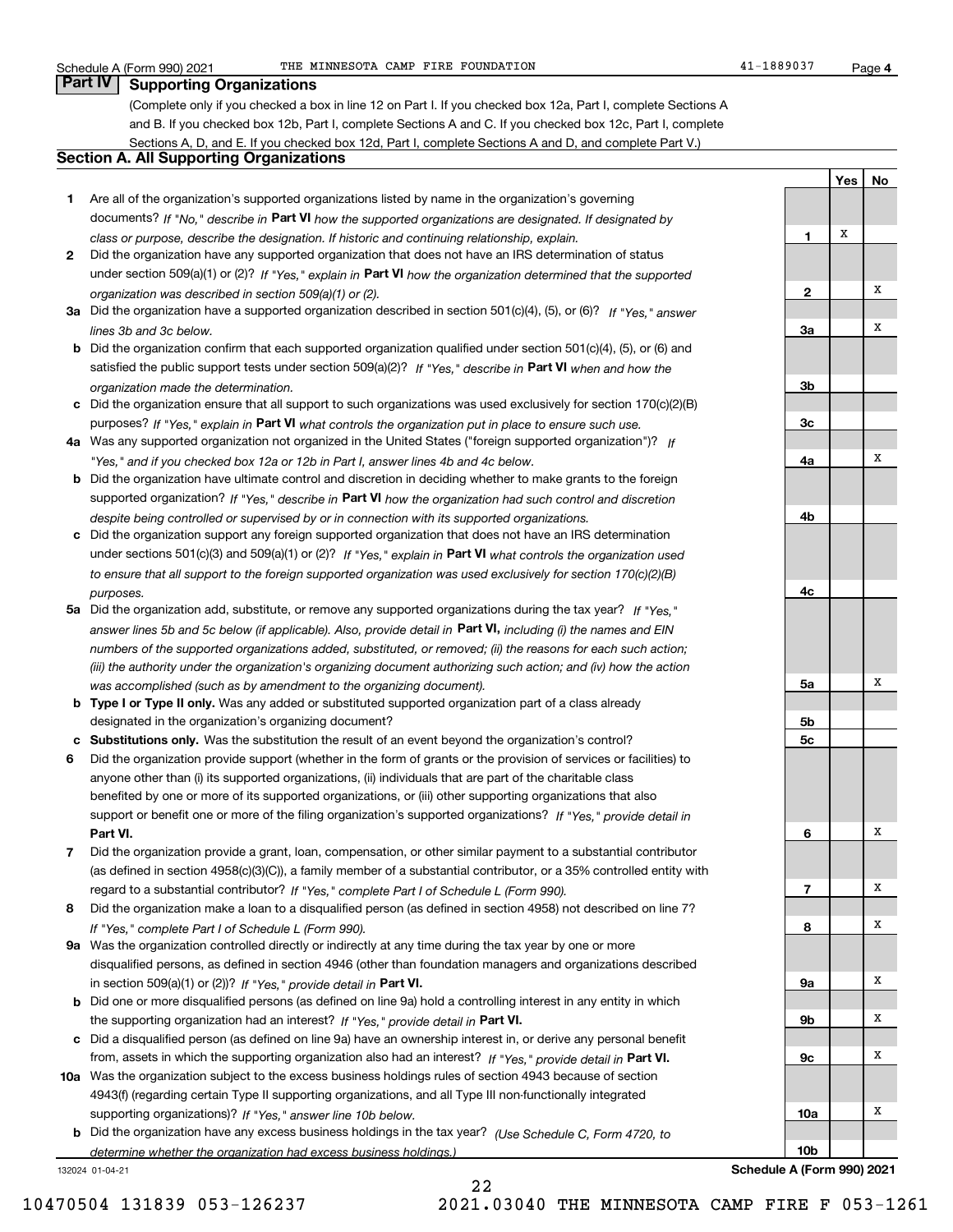## Part IV Supporting Organizations

(Complete only if you checked a box in line 12 on Part I. If you checked box 12a, Part I, complete Sections A and B. If you checked box 12b, Part I, complete Sections A and C. If you checked box 12c, Part I, complete Sections A, D, and E. If you checked box 12d, Part I, complete Sections A and D, and complete Part V.)

### Section A. All Supporting Organizations

| | | Line | Yes | No |
|---|---|---|---|---|
| **1** | Are all of the organization's supported organizations listed by name in the organization's governing documents? *If "No," describe in* **Part VI** *how the supported organizations are designated. If designated by class or purpose, describe the designation. If historic and continuing relationship, explain.* | **1** | X | |
| **2** | Did the organization have any supported organization that does not have an IRS determination of status under section 509(a)(1) or (2)? *If "Yes," explain in* **Part VI** *how the organization determined that the supported organization was described in section 509(a)(1) or (2).* | **2** | | X |
| **3a** | Did the organization have a supported organization described in section 501(c)(4), (5), or (6)? *If "Yes," answer lines 3b and 3c below.* | **3a** | | X |
| **b** | Did the organization confirm that each supported organization qualified under section 501(c)(4), (5), or (6) and satisfied the public support tests under section 509(a)(2)? *If "Yes," describe in* **Part VI** *when and how the organization made the determination.* | **3b** | | |
| **c** | Did the organization ensure that all support to such organizations was used exclusively for section 170(c)(2)(B) purposes? *If "Yes," explain in* **Part VI** *what controls the organization put in place to ensure such use.* | **3c** | | |
| **4a** | Was any supported organization not organized in the United States ("foreign supported organization")? *If "Yes," and if you checked box 12a or 12b in Part I, answer lines 4b and 4c below.* | **4a** | | X |
| **b** | Did the organization have ultimate control and discretion in deciding whether to make grants to the foreign supported organization? *If "Yes," describe in* **Part VI** *how the organization had such control and discretion despite being controlled or supervised by or in connection with its supported organizations.* | **4b** | | |
| **c** | Did the organization support any foreign supported organization that does not have an IRS determination under sections 501(c)(3) and 509(a)(1) or (2)? *If "Yes," explain in* **Part VI** *what controls the organization used to ensure that all support to the foreign supported organization was used exclusively for section 170(c)(2)(B) purposes.* | **4c** | | |
| **5a** | Did the organization add, substitute, or remove any supported organizations during the tax year? *If "Yes," answer lines 5b and 5c below (if applicable). Also, provide detail in* **Part VI,** *including (i) the names and EIN numbers of the supported organizations added, substituted, or removed; (ii) the reasons for each such action; (iii) the authority under the organization's organizing document authorizing such action; and (iv) how the action was accomplished (such as by amendment to the organizing document).* | **5a** | | X |
| **b** | **Type I or Type II only.** Was any added or substituted supported organization part of a class already designated in the organization's organizing document? | **5b** | | |
| **c** | **Substitutions only.** Was the substitution the result of an event beyond the organization's control? | **5c** | | |
| **6** | Did the organization provide support (whether in the form of grants or the provision of services or facilities) to anyone other than (i) its supported organizations, (ii) individuals that are part of the charitable class benefited by one or more of its supported organizations, or (iii) other supporting organizations that also support or benefit one or more of the filing organization's supported organizations? *If "Yes," provide detail in* **Part VI.** | **6** | | X |
| **7** | Did the organization provide a grant, loan, compensation, or other similar payment to a substantial contributor (as defined in section 4958(c)(3)(C)), a family member of a substantial contributor, or a 35% controlled entity with regard to a substantial contributor? *If "Yes," complete Part I of Schedule L (Form 990).* | **7** | | X |
| **8** | Did the organization make a loan to a disqualified person (as defined in section 4958) not described on line 7? *If "Yes," complete Part I of Schedule L (Form 990).* | **8** | | X |
| **9a** | Was the organization controlled directly or indirectly at any time during the tax year by one or more disqualified persons, as defined in section 4946 (other than foundation managers and organizations described in section 509(a)(1) or (2))? *If "Yes," provide detail in* **Part VI.** | **9a** | | X |
| **b** | Did one or more disqualified persons (as defined on line 9a) hold a controlling interest in any entity in which the supporting organization had an interest? *If "Yes," provide detail in* **Part VI.** | **9b** | | X |
| **c** | Did a disqualified person (as defined on line 9a) have an ownership interest in, or derive any personal benefit from, assets in which the supporting organization also had an interest? *If "Yes," provide detail in* **Part VI.** | **9c** | | X |
| **10a** | Was the organization subject to the excess business holdings rules of section 4943 because of section 4943(f) (regarding certain Type II supporting organizations, and all Type III non-functionally integrated supporting organizations)? *If "Yes," answer line 10b below.* | **10a** | | X |
| **b** | Did the organization have any excess business holdings in the tax year? *(Use Schedule C, Form 4720, to determine whether the organization had excess business holdings.)* | **10b** | | |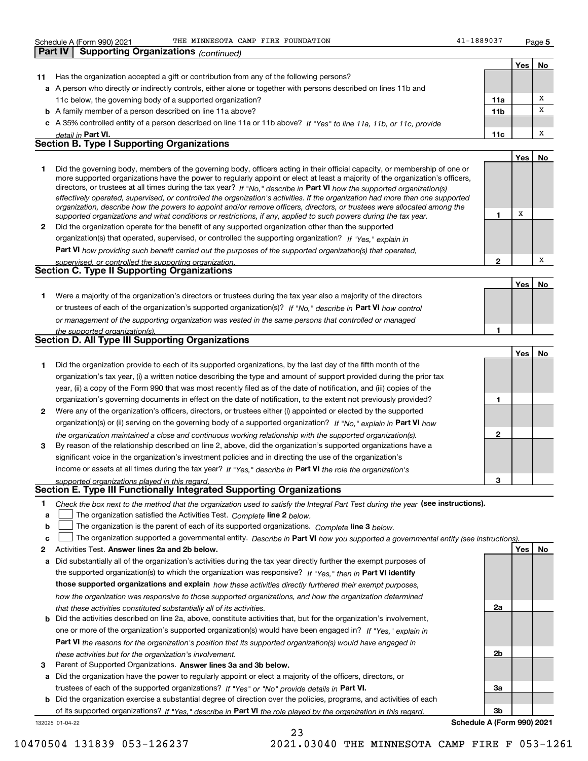## Part IV Supporting Organizations *(continued)*

| | | | Yes | No |
|---|---|---|---|---|
| **11** | Has the organization accepted a gift or contribution from any of the following persons? | | | |
| **a** | A person who directly or indirectly controls, either alone or together with persons described on lines 11b and 11c below, the governing body of a supported organization? | 11a | | X |
| **b** | A family member of a person described on line 11a above? | 11b | | X |
| **c** | A 35% controlled entity of a person described on line 11a or 11b above? *If "Yes" to line 11a, 11b, or 11c, provide detail in* **Part VI.** | 11c | | X |

### Section B. Type I Supporting Organizations

| | | | Yes | No |
|---|---|---|---|---|
| **1** | Did the governing body, members of the governing body, officers acting in their official capacity, or membership of one or more supported organizations have the power to regularly appoint or elect at least a majority of the organization's officers, directors, or trustees at all times during the tax year? *If "No," describe in* **Part VI** *how the supported organization(s) effectively operated, supervised, or controlled the organization's activities. If the organization had more than one supported organization, describe how the powers to appoint and/or remove officers, directors, or trustees were allocated among the supported organizations and what conditions or restrictions, if any, applied to such powers during the tax year.* | 1 | X | |
| **2** | Did the organization operate for the benefit of any supported organization other than the supported organization(s) that operated, supervised, or controlled the supporting organization? *If "Yes," explain in* **Part VI** *how providing such benefit carried out the purposes of the supported organization(s) that operated, supervised, or controlled the supporting organization.* | 2 | | X |

### Section C. Type II Supporting Organizations

| | | | Yes | No |
|---|---|---|---|---|
| **1** | Were a majority of the organization's directors or trustees during the tax year also a majority of the directors or trustees of each of the organization's supported organization(s)? *If "No," describe in* **Part VI** *how control or management of the supporting organization was vested in the same persons that controlled or managed the supported organization(s).* | 1 | | |

### Section D. All Type III Supporting Organizations

| | | | Yes | No |
|---|---|---|---|---|
| **1** | Did the organization provide to each of its supported organizations, by the last day of the fifth month of the organization's tax year, (i) a written notice describing the type and amount of support provided during the prior tax year, (ii) a copy of the Form 990 that was most recently filed as of the date of notification, and (iii) copies of the organization's governing documents in effect on the date of notification, to the extent not previously provided? | 1 | | |
| **2** | Were any of the organization's officers, directors, or trustees either (i) appointed or elected by the supported organization(s) or (ii) serving on the governing body of a supported organization? *If "No," explain in* **Part VI** *how the organization maintained a close and continuous working relationship with the supported organization(s).* | 2 | | |
| **3** | By reason of the relationship described on line 2, above, did the organization's supported organizations have a significant voice in the organization's investment policies and in directing the use of the organization's income or assets at all times during the tax year? *If "Yes," describe in* **Part VI** *the role the organization's supported organizations played in this regard.* | 3 | | |

### Section E. Type III Functionally Integrated Supporting Organizations

**1** *Check the box next to the method that the organization used to satisfy the Integral Part Test during the year* **(see instructions).**

- **a** ☐ The organization satisfied the Activities Test. *Complete* **line 2** *below.*
- **b** ☐ The organization is the parent of each of its supported organizations. *Complete* **line 3** *below.*
- **c** ☐ The organization supported a governmental entity. *Describe in* **Part VI** *how you supported a governmental entity (see instructions).*

| | | | Yes | No |
|---|---|---|---|---|
| **2** | Activities Test. **Answer lines 2a and 2b below.** | | | |
| **a** | Did substantially all of the organization's activities during the tax year directly further the exempt purposes of the supported organization(s) to which the organization was responsive? *If "Yes," then in* **Part VI identify those supported organizations and explain** *how these activities directly furthered their exempt purposes, how the organization was responsive to those supported organizations, and how the organization determined that these activities constituted substantially all of its activities.* | 2a | | |
| **b** | Did the activities described on line 2a, above, constitute activities that, but for the organization's involvement, one or more of the organization's supported organization(s) would have been engaged in? *If "Yes," explain in* **Part VI** *the reasons for the organization's position that its supported organization(s) would have engaged in these activities but for the organization's involvement.* | 2b | | |
| **3** | Parent of Supported Organizations. **Answer lines 3a and 3b below.** | | | |
| **a** | Did the organization have the power to regularly appoint or elect a majority of the officers, directors, or trustees of each of the supported organizations? *If "Yes" or "No" provide details in* **Part VI.** | 3a | | |
| **b** | Did the organization exercise a substantial degree of direction over the policies, programs, and activities of each of its supported organizations? *If "Yes," describe in* **Part VI** *the role played by the organization in this regard.* | 3b | | |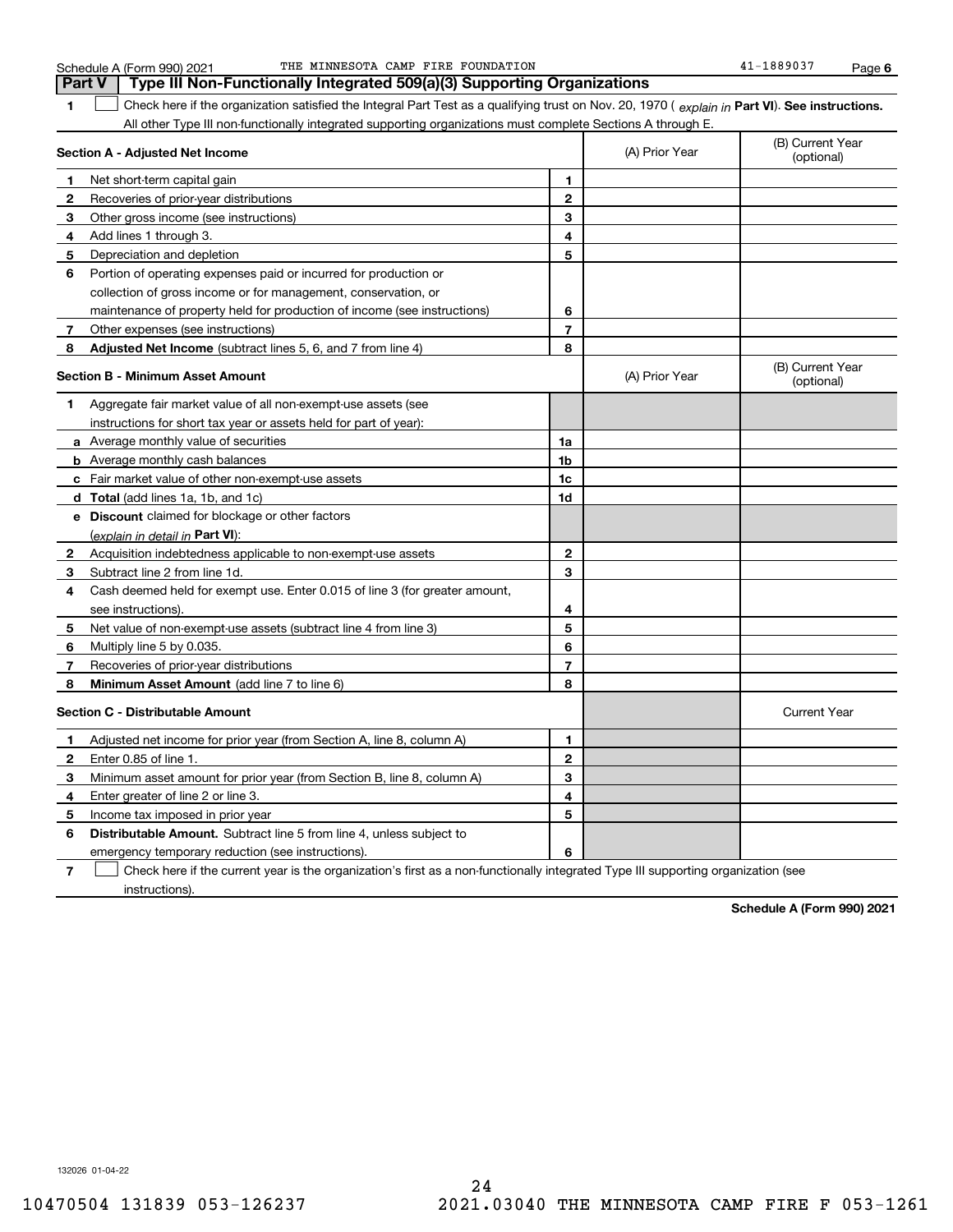Schedule A (Form 990) 2021 THE MINNESOTA CAMP FIRE FOUNDATION 41-1889037 Page 6

## Part V Type III Non-Functionally Integrated 509(a)(3) Supporting Organizations

**1** ☐ Check here if the organization satisfied the Integral Part Test as a qualifying trust on Nov. 20, 1970 ( *explain in* **Part VI**). **See instructions.** All other Type III non-functionally integrated supporting organizations must complete Sections A through E.

| **Section A - Adjusted Net Income** | | | (A) Prior Year | (B) Current Year (optional) |
|---|---|---|---|---|
| **1** | Net short-term capital gain | **1** | | |
| **2** | Recoveries of prior-year distributions | **2** | | |
| **3** | Other gross income (see instructions) | **3** | | |
| **4** | Add lines 1 through 3. | **4** | | |
| **5** | Depreciation and depletion | **5** | | |
| **6** | Portion of operating expenses paid or incurred for production or collection of gross income or for management, conservation, or maintenance of property held for production of income (see instructions) | **6** | | |
| **7** | Other expenses (see instructions) | **7** | | |
| **8** | **Adjusted Net Income** (subtract lines 5, 6, and 7 from line 4) | **8** | | |

| **Section B - Minimum Asset Amount** | | | (A) Prior Year | (B) Current Year (optional) |
|---|---|---|---|---|
| **1** | Aggregate fair market value of all non-exempt-use assets (see instructions for short tax year or assets held for part of year): | | | |
| **a** | Average monthly value of securities | **1a** | | |
| **b** | Average monthly cash balances | **1b** | | |
| **c** | Fair market value of other non-exempt-use assets | **1c** | | |
| **d** | **Total** (add lines 1a, 1b, and 1c) | **1d** | | |
| **e** | **Discount** claimed for blockage or other factors (*explain in detail in* **Part VI**): | | | |
| **2** | Acquisition indebtedness applicable to non-exempt-use assets | **2** | | |
| **3** | Subtract line 2 from line 1d. | **3** | | |
| **4** | Cash deemed held for exempt use. Enter 0.015 of line 3 (for greater amount, see instructions). | **4** | | |
| **5** | Net value of non-exempt-use assets (subtract line 4 from line 3) | **5** | | |
| **6** | Multiply line 5 by 0.035. | **6** | | |
| **7** | Recoveries of prior-year distributions | **7** | | |
| **8** | **Minimum Asset Amount** (add line 7 to line 6) | **8** | | |

| **Section C - Distributable Amount** | | | | Current Year |
|---|---|---|---|---|
| **1** | Adjusted net income for prior year (from Section A, line 8, column A) | **1** | | |
| **2** | Enter 0.85 of line 1. | **2** | | |
| **3** | Minimum asset amount for prior year (from Section B, line 8, column A) | **3** | | |
| **4** | Enter greater of line 2 or line 3. | **4** | | |
| **5** | Income tax imposed in prior year | **5** | | |
| **6** | **Distributable Amount.** Subtract line 5 from line 4, unless subject to emergency temporary reduction (see instructions). | **6** | | |

**7** ☐ Check here if the current year is the organization's first as a non-functionally integrated Type III supporting organization (see instructions).

**Schedule A (Form 990) 2021**

132026 01-04-22

10470504 131839 053-126237 2021.03040 THE MINNESOTA CAMP FIRE F 053-1261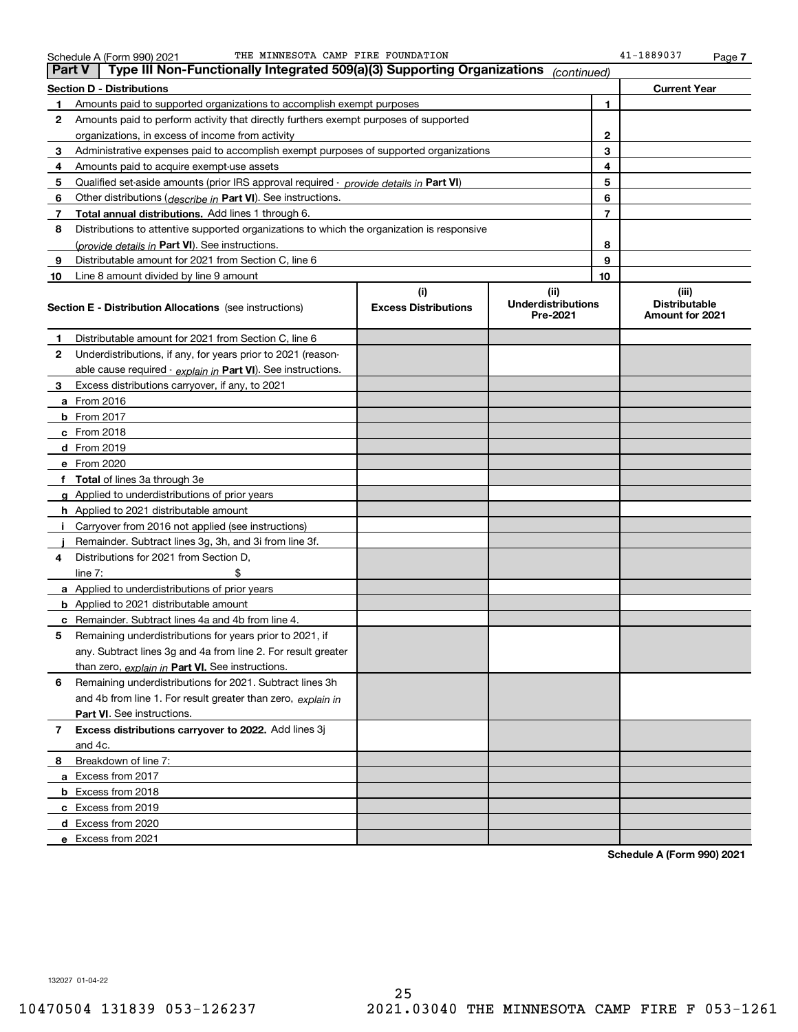## Part V | Type III Non-Functionally Integrated 509(a)(3) Supporting Organizations *(continued)*

| Section D - Distributions | | | Current Year |
|---|---|---|---|
| 1 | Amounts paid to supported organizations to accomplish exempt purposes | 1 | |
| 2 | Amounts paid to perform activity that directly furthers exempt purposes of supported organizations, in excess of income from activity | 2 | |
| 3 | Administrative expenses paid to accomplish exempt purposes of supported organizations | 3 | |
| 4 | Amounts paid to acquire exempt-use assets | 4 | |
| 5 | Qualified set-aside amounts (prior IRS approval required - *provide details in* **Part VI**) | 5 | |
| 6 | Other distributions (*describe in* **Part VI**). See instructions. | 6 | |
| 7 | **Total annual distributions.** Add lines 1 through 6. | 7 | |
| 8 | Distributions to attentive supported organizations to which the organization is responsive (*provide details in* **Part VI**). See instructions. | 8 | |
| 9 | Distributable amount for 2021 from Section C, line 6 | 9 | |
| 10 | Line 8 amount divided by line 9 amount | 10 | |

| Section E - Distribution Allocations (see instructions) | (i) Excess Distributions | (ii) Underdistributions Pre-2021 | (iii) Distributable Amount for 2021 |
|---|---|---|---|
| **1** Distributable amount for 2021 from Section C, line 6 | | | |
| **2** Underdistributions, if any, for years prior to 2021 (reasonable cause required - *explain in* **Part VI**). See instructions. | | | |
| **3** Excess distributions carryover, if any, to 2021 | | | |
| **a** From 2016 | | | |
| **b** From 2017 | | | |
| **c** From 2018 | | | |
| **d** From 2019 | | | |
| **e** From 2020 | | | |
| **f** **Total** of lines 3a through 3e | | | |
| **g** Applied to underdistributions of prior years | | | |
| **h** Applied to 2021 distributable amount | | | |
| **i** Carryover from 2016 not applied (see instructions) | | | |
| **j** Remainder. Subtract lines 3g, 3h, and 3i from line 3f. | | | |
| **4** Distributions for 2021 from Section D, line 7: $ | | | |
| **a** Applied to underdistributions of prior years | | | |
| **b** Applied to 2021 distributable amount | | | |
| **c** Remainder. Subtract lines 4a and 4b from line 4. | | | |
| **5** Remaining underdistributions for years prior to 2021, if any. Subtract lines 3g and 4a from line 2. For result greater than zero, *explain in* **Part VI.** See instructions. | | | |
| **6** Remaining underdistributions for 2021. Subtract lines 3h and 4b from line 1. For result greater than zero, *explain in* **Part VI**. See instructions. | | | |
| **7** **Excess distributions carryover to 2022.** Add lines 3j and 4c. | | | |
| **8** Breakdown of line 7: | | | |
| **a** Excess from 2017 | | | |
| **b** Excess from 2018 | | | |
| **c** Excess from 2019 | | | |
| **d** Excess from 2020 | | | |
| **e** Excess from 2021 | | | |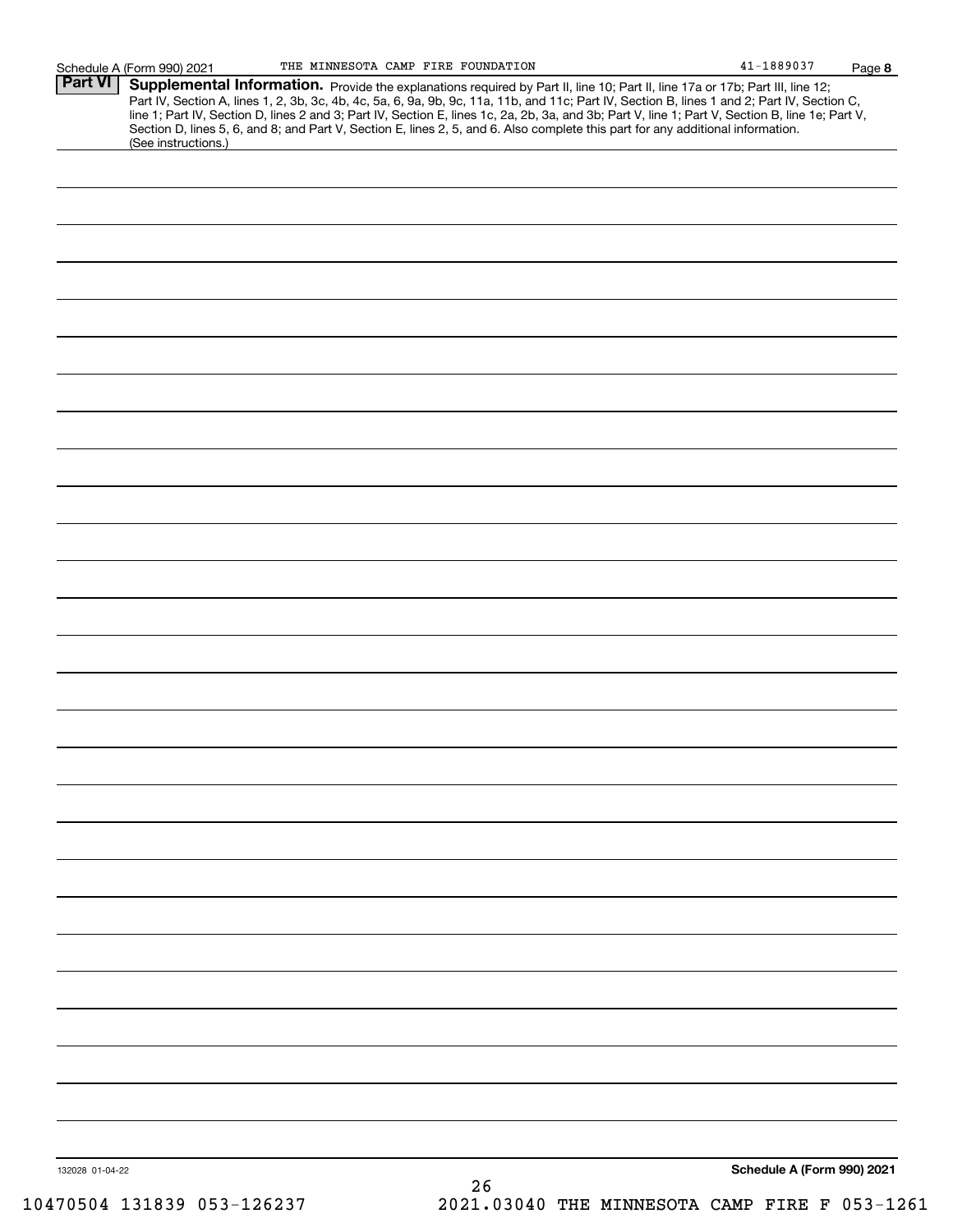## Part VI Supplemental Information.

Provide the explanations required by Part II, line 10; Part II, line 17a or 17b; Part III, line 12; Part IV, Section A, lines 1, 2, 3b, 3c, 4b, 4c, 5a, 6, 9a, 9b, 9c, 11a, 11b, and 11c; Part IV, Section B, lines 1 and 2; Part IV, Section C, line 1; Part IV, Section D, lines 2 and 3; Part IV, Section E, lines 1c, 2a, 2b, 3a, and 3b; Part V, line 1; Part V, Section B, line 1e; Part V, Section D, lines 5, 6, and 8; and Part V, Section E, lines 2, 5, and 6. Also complete this part for any additional information. (See instructions.)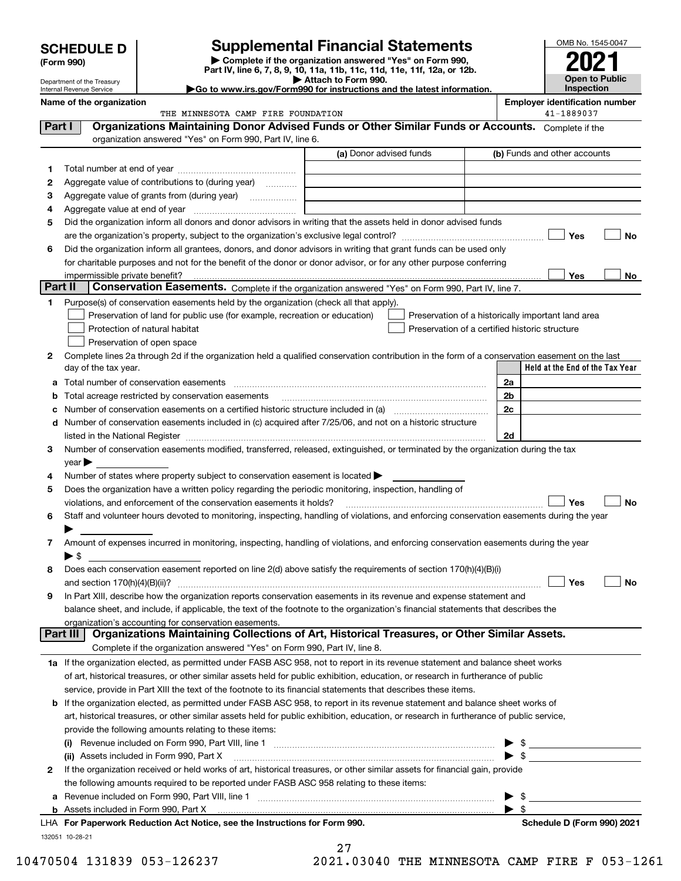# SCHEDULE D (Form 990)

Department of the Treasury
Internal Revenue Service

## Supplemental Financial Statements

▶ Complete if the organization answered "Yes" on Form 990, Part IV, line 6, 7, 8, 9, 10, 11a, 11b, 11c, 11d, 11e, 11f, 12a, or 12b.
▶ Attach to Form 990.
▶Go to www.irs.gov/Form990 for instructions and the latest information.

OMB No. 1545-0047
**2021**
**Open to Public Inspection**

**Name of the organization:** THE MINNESOTA CAMP FIRE FOUNDATION
**Employer identification number:** 41-1889037

## Part I Organizations Maintaining Donor Advised Funds or Other Similar Funds or Accounts.
Complete if the organization answered "Yes" on Form 990, Part IV, line 6.

| | | (a) Donor advised funds | (b) Funds and other accounts |
|---|---|---|---|
| 1 | Total number at end of year | | |
| 2 | Aggregate value of contributions to (during year) | | |
| 3 | Aggregate value of grants from (during year) | | |
| 4 | Aggregate value at end of year | | |

5 Did the organization inform all donors and donor advisors in writing that the assets held in donor advised funds are the organization's property, subject to the organization's exclusive legal control? ☐ Yes ☐ No

6 Did the organization inform all grantees, donors, and donor advisors in writing that grant funds can be used only for charitable purposes and not for the benefit of the donor or donor advisor, or for any other purpose conferring impermissible private benefit? ☐ Yes ☐ No

## Part II Conservation Easements.
Complete if the organization answered "Yes" on Form 990, Part IV, line 7.

1 Purpose(s) of conservation easements held by the organization (check all that apply).

- ☐ Preservation of land for public use (for example, recreation or education)
- ☐ Protection of natural habitat
- ☐ Preservation of open space
- ☐ Preservation of a historically important land area
- ☐ Preservation of a certified historic structure

2 Complete lines 2a through 2d if the organization held a qualified conservation contribution in the form of a conservation easement on the last day of the tax year.

| | | | Held at the End of the Tax Year |
|---|---|---|---|
| a | Total number of conservation easements | 2a | |
| b | Total acreage restricted by conservation easements | 2b | |
| c | Number of conservation easements on a certified historic structure included in (a) | 2c | |
| d | Number of conservation easements included in (c) acquired after 7/25/06, and not on a historic structure listed in the National Register | 2d | |

3 Number of conservation easements modified, transferred, released, extinguished, or terminated by the organization during the tax year ▶

4 Number of states where property subject to conservation easement is located ▶

5 Does the organization have a written policy regarding the periodic monitoring, inspection, handling of violations, and enforcement of the conservation easements it holds? ☐ Yes ☐ No

6 Staff and volunteer hours devoted to monitoring, inspecting, handling of violations, and enforcing conservation easements during the year ▶

7 Amount of expenses incurred in monitoring, inspecting, handling of violations, and enforcing conservation easements during the year ▶ $

8 Does each conservation easement reported on line 2(d) above satisfy the requirements of section 170(h)(4)(B)(i) and section 170(h)(4)(B)(ii)? ☐ Yes ☐ No

9 In Part XIII, describe how the organization reports conservation easements in its revenue and expense statement and balance sheet, and include, if applicable, the text of the footnote to the organization's financial statements that describes the organization's accounting for conservation easements.

## Part III Organizations Maintaining Collections of Art, Historical Treasures, or Other Similar Assets.
Complete if the organization answered "Yes" on Form 990, Part IV, line 8.

1a If the organization elected, as permitted under FASB ASC 958, not to report in its revenue statement and balance sheet works of art, historical treasures, or other similar assets held for public exhibition, education, or research in furtherance of public service, provide in Part XIII the text of the footnote to its financial statements that describes these items.

b If the organization elected, as permitted under FASB ASC 958, to report in its revenue statement and balance sheet works of art, historical treasures, or other similar assets held for public exhibition, education, or research in furtherance of public service, provide the following amounts relating to these items:

(i) Revenue included on Form 990, Part VIII, line 1 ▶ $

(ii) Assets included in Form 990, Part X ▶ $

2 If the organization received or held works of art, historical treasures, or other similar assets for financial gain, provide the following amounts required to be reported under FASB ASC 958 relating to these items:

a Revenue included on Form 990, Part VIII, line 1 ▶ $

b Assets included in Form 990, Part X ▶ $

LHA **For Paperwork Reduction Act Notice, see the Instructions for Form 990.** **Schedule D (Form 990) 2021**

132051 10-28-21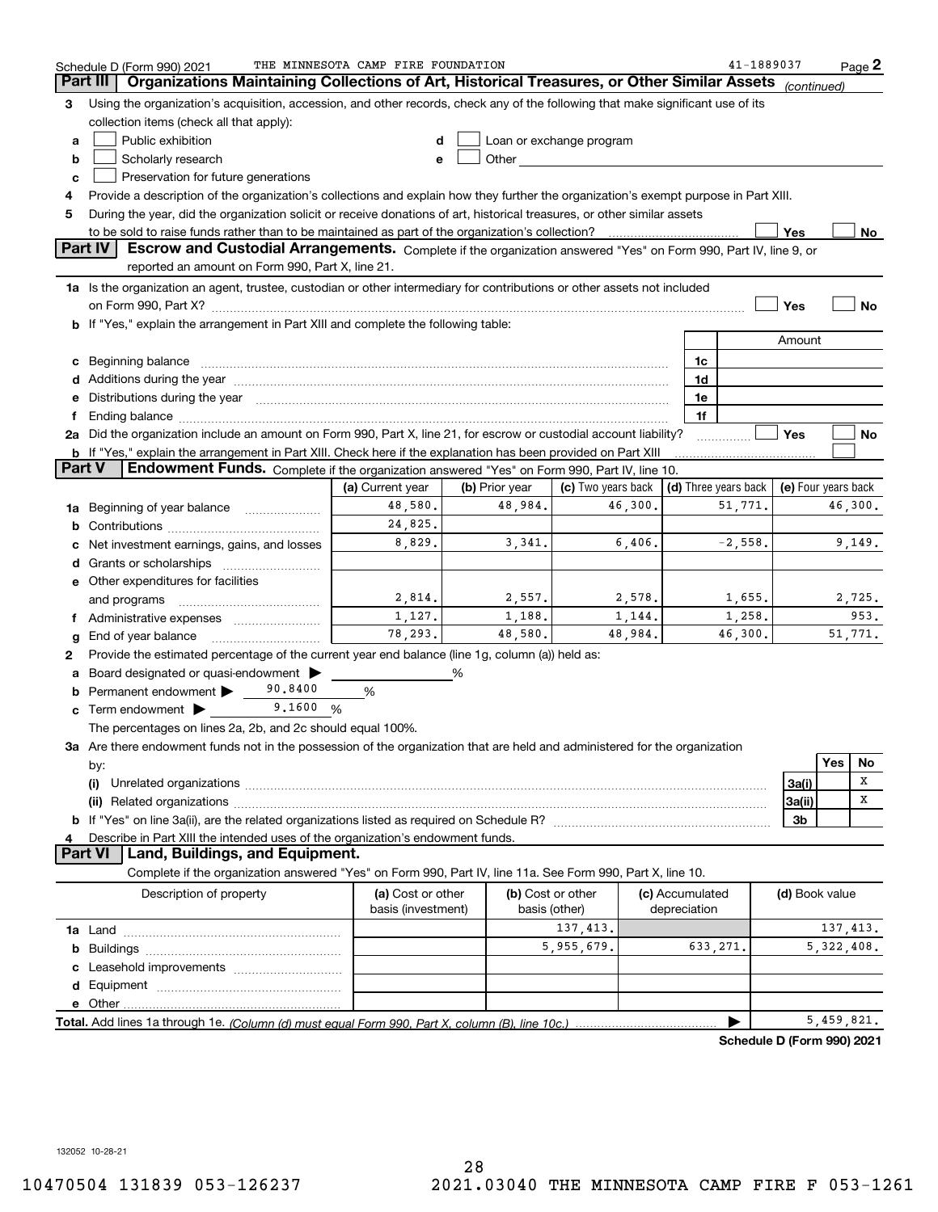Schedule D (Form 990) 2021 THE MINNESOTA CAMP FIRE FOUNDATION 41-1889037

## Part III Organizations Maintaining Collections of Art, Historical Treasures, or Other Similar Assets *(continued)*

**3** Using the organization's acquisition, accession, and other records, check any of the following that make significant use of its collection items (check all that apply):

- **a** ☐ Public exhibition
- **b** ☐ Scholarly research
- **c** ☐ Preservation for future generations
- **d** ☐ Loan or exchange program
- **e** ☐ Other

**4** Provide a description of the organization's collections and explain how they further the organization's exempt purpose in Part XIII.

**5** During the year, did the organization solicit or receive donations of art, historical treasures, or other similar assets to be sold to raise funds rather than to be maintained as part of the organization's collection? ☐ Yes ☐ No

## Part IV Escrow and Custodial Arrangements.

Complete if the organization answered "Yes" on Form 990, Part IV, line 9, or reported an amount on Form 990, Part X, line 21.

**1a** Is the organization an agent, trustee, custodian or other intermediary for contributions or other assets not included on Form 990, Part X? ☐ Yes ☐ No

**b** If "Yes," explain the arrangement in Part XIII and complete the following table:

| | | Amount |
|---|---|---|
| **c** Beginning balance | 1c | |
| **d** Additions during the year | 1d | |
| **e** Distributions during the year | 1e | |
| **f** Ending balance | 1f | |

**2a** Did the organization include an amount on Form 990, Part X, line 21, for escrow or custodial account liability? ☐ Yes ☐ No

**b** If "Yes," explain the arrangement in Part XIII. Check here if the explanation has been provided on Part XIII ☐

## Part V Endowment Funds.

Complete if the organization answered "Yes" on Form 990, Part IV, line 10.

| | (a) Current year | (b) Prior year | (c) Two years back | (d) Three years back | (e) Four years back |
|---|---|---|---|---|---|
| **1a** Beginning of year balance | 48,580. | 48,984. | 46,300. | 51,771. | 46,300. |
| **b** Contributions | 24,825. | | | | |
| **c** Net investment earnings, gains, and losses | 8,829. | 3,341. | 6,406. | -2,558. | 9,149. |
| **d** Grants or scholarships | | | | | |
| **e** Other expenditures for facilities and programs | 2,814. | 2,557. | 2,578. | 1,655. | 2,725. |
| **f** Administrative expenses | 1,127. | 1,188. | 1,144. | 1,258. | 953. |
| **g** End of year balance | 78,293. | 48,580. | 48,984. | 46,300. | 51,771. |

**2** Provide the estimated percentage of the current year end balance (line 1g, column (a)) held as:

- **a** Board designated or quasi-endowment ▶ _____ %
- **b** Permanent endowment ▶ 90.8400 %
- **c** Term endowment ▶ 9.1600 %

The percentages on lines 2a, 2b, and 2c should equal 100%.

**3a** Are there endowment funds not in the possession of the organization that are held and administered for the organization by:

| | | Yes | No |
|---|---|---|---|
| **(i)** Unrelated organizations | 3a(i) | | X |
| **(ii)** Related organizations | 3a(ii) | | X |
| **b** If "Yes" on line 3a(ii), are the related organizations listed as required on Schedule R? | 3b | | |

**4** Describe in Part XIII the intended uses of the organization's endowment funds.

## Part VI Land, Buildings, and Equipment.

Complete if the organization answered "Yes" on Form 990, Part IV, line 11a. See Form 990, Part X, line 10.

| Description of property | (a) Cost or other basis (investment) | (b) Cost or other basis (other) | (c) Accumulated depreciation | (d) Book value |
|---|---|---|---|---|
| **1a** Land | | 137,413. | | 137,413. |
| **b** Buildings | | 5,955,679. | 633,271. | 5,322,408. |
| **c** Leasehold improvements | | | | |
| **d** Equipment | | | | |
| **e** Other | | | | |
| **Total.** Add lines 1a through 1e. *(Column (d) must equal Form 990, Part X, column (B), line 10c.)* | | | ▶ | 5,459,821. |

**Schedule D (Form 990) 2021**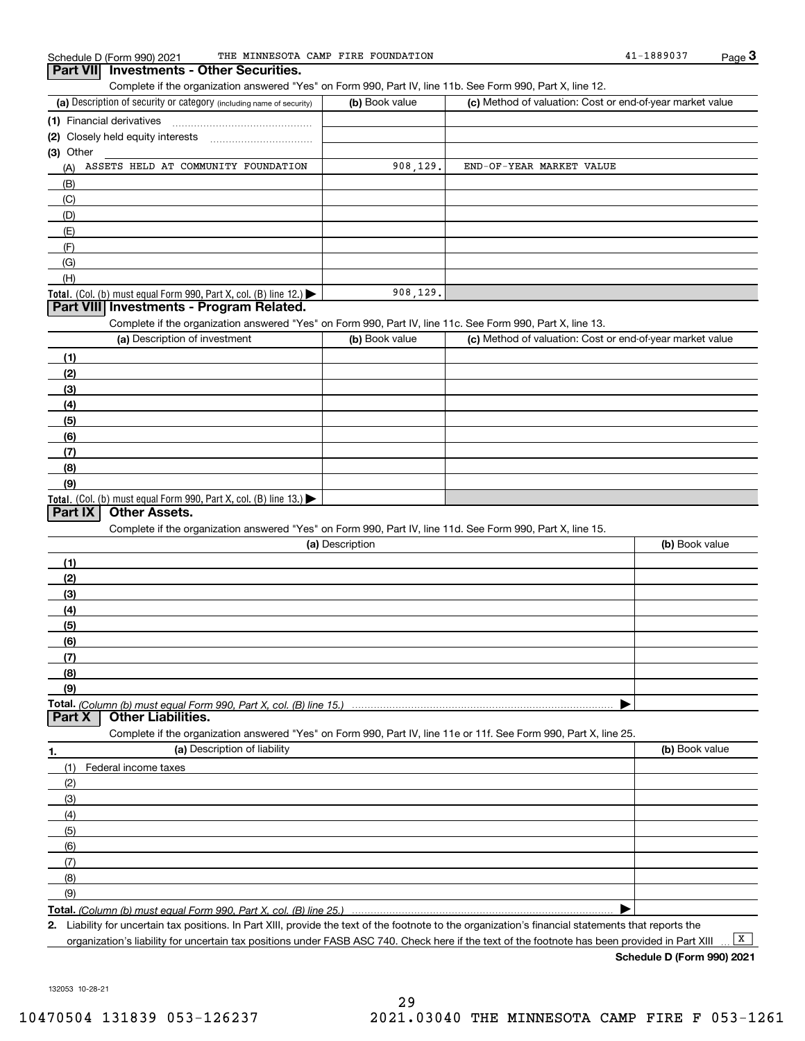Schedule D (Form 990) 2021 THE MINNESOTA CAMP FIRE FOUNDATION 41-1889037 Page 3

## Part VII Investments - Other Securities.

Complete if the organization answered "Yes" on Form 990, Part IV, line 11b. See Form 990, Part X, line 12.

| (a) Description of security or category (including name of security) | (b) Book value | (c) Method of valuation: Cost or end-of-year market value |
|---|---|---|
| (1) Financial derivatives | | |
| (2) Closely held equity interests | | |
| (3) Other | | |
| (A) ASSETS HELD AT COMMUNITY FOUNDATION | 908,129. | END-OF-YEAR MARKET VALUE |
| (B) | | |
| (C) | | |
| (D) | | |
| (E) | | |
| (F) | | |
| (G) | | |
| (H) | | |
| **Total.** (Col. (b) must equal Form 990, Part X, col. (B) line 12.) ▶ | 908,129. | |

## Part VIII Investments - Program Related.

Complete if the organization answered "Yes" on Form 990, Part IV, line 11c. See Form 990, Part X, line 13.

| (a) Description of investment | (b) Book value | (c) Method of valuation: Cost or end-of-year market value |
|---|---|---|
| (1) | | |
| (2) | | |
| (3) | | |
| (4) | | |
| (5) | | |
| (6) | | |
| (7) | | |
| (8) | | |
| (9) | | |
| **Total.** (Col. (b) must equal Form 990, Part X, col. (B) line 13.) ▶ | | |

## Part IX Other Assets.

Complete if the organization answered "Yes" on Form 990, Part IV, line 11d. See Form 990, Part X, line 15.

| (a) Description | (b) Book value |
|---|---|
| (1) | |
| (2) | |
| (3) | |
| (4) | |
| (5) | |
| (6) | |
| (7) | |
| (8) | |
| (9) | |
| **Total.** *(Column (b) must equal Form 990, Part X, col. (B) line 15.)* ▶ | |

## Part X Other Liabilities.

Complete if the organization answered "Yes" on Form 990, Part IV, line 11e or 11f. See Form 990, Part X, line 25.

| 1. (a) Description of liability | (b) Book value |
|---|---|
| (1) Federal income taxes | |
| (2) | |
| (3) | |
| (4) | |
| (5) | |
| (6) | |
| (7) | |
| (8) | |
| (9) | |
| **Total.** *(Column (b) must equal Form 990, Part X, col. (B) line 25.)* ▶ | |

**2.** Liability for uncertain tax positions. In Part XIII, provide the text of the footnote to the organization's financial statements that reports the organization's liability for uncertain tax positions under FASB ASC 740. Check here if the text of the footnote has been provided in Part XIII ... [X]

**Schedule D (Form 990) 2021**

132053 10-28-21

10470504 131839 053-126237 2021.03040 THE MINNESOTA CAMP FIRE F 053-1261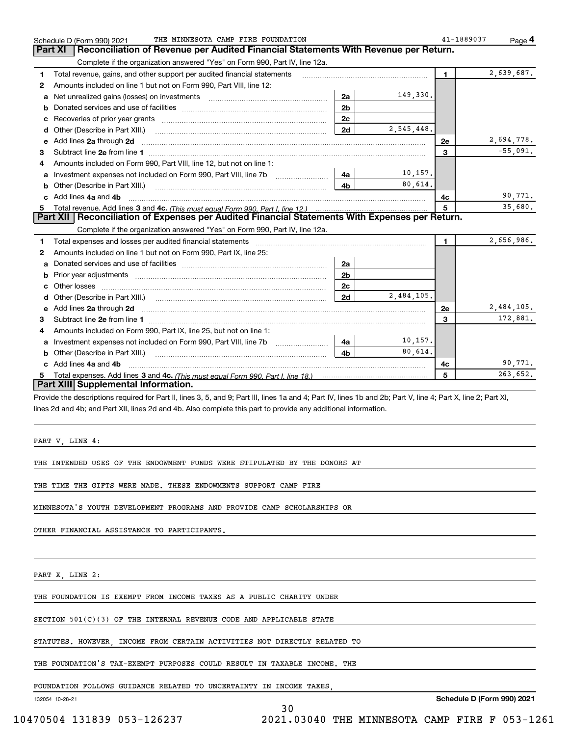Schedule D (Form 990) 2021 THE MINNESOTA CAMP FIRE FOUNDATION 41-1889037 Page 4

## Part XI Reconciliation of Revenue per Audited Financial Statements With Revenue per Return.

Complete if the organization answered "Yes" on Form 990, Part IV, line 12a.

| | | | | | |
|---|---|---|---|---|---|
| 1 | Total revenue, gains, and other support per audited financial statements | | | 1 | 2,639,687. |
| 2 | Amounts included on line 1 but not on Form 990, Part VIII, line 12: | | | | |
| a | Net unrealized gains (losses) on investments | 2a | 149,330. | | |
| b | Donated services and use of facilities | 2b | | | |
| c | Recoveries of prior year grants | 2c | | | |
| d | Other (Describe in Part XIII.) | 2d | 2,545,448. | | |
| e | Add lines **2a** through **2d** | | | 2e | 2,694,778. |
| 3 | Subtract line **2e** from line **1** | | | 3 | -55,091. |
| 4 | Amounts included on Form 990, Part VIII, line 12, but not on line 1: | | | | |
| a | Investment expenses not included on Form 990, Part VIII, line 7b | 4a | 10,157. | | |
| b | Other (Describe in Part XIII.) | 4b | 80,614. | | |
| c | Add lines **4a** and **4b** | | | 4c | 90,771. |
| 5 | Total revenue. Add lines **3** and **4c.** *(This must equal Form 990, Part I, line 12.)* | | | 5 | 35,680. |

## Part XII Reconciliation of Expenses per Audited Financial Statements With Expenses per Return.

Complete if the organization answered "Yes" on Form 990, Part IV, line 12a.

| | | | | | |
|---|---|---|---|---|---|
| 1 | Total expenses and losses per audited financial statements | | | 1 | 2,656,986. |
| 2 | Amounts included on line 1 but not on Form 990, Part IX, line 25: | | | | |
| a | Donated services and use of facilities | 2a | | | |
| b | Prior year adjustments | 2b | | | |
| c | Other losses | 2c | | | |
| d | Other (Describe in Part XIII.) | 2d | 2,484,105. | | |
| e | Add lines **2a** through **2d** | | | 2e | 2,484,105. |
| 3 | Subtract line **2e** from line **1** | | | 3 | 172,881. |
| 4 | Amounts included on Form 990, Part IX, line 25, but not on line 1: | | | | |
| a | Investment expenses not included on Form 990, Part VIII, line 7b | 4a | 10,157. | | |
| b | Other (Describe in Part XIII.) | 4b | 80,614. | | |
| c | Add lines **4a** and **4b** | | | 4c | 90,771. |
| 5 | Total expenses. Add lines **3** and **4c.** *(This must equal Form 990, Part I, line 18.)* | | | 5 | 263,652. |

## Part XIII Supplemental Information.

Provide the descriptions required for Part II, lines 3, 5, and 9; Part III, lines 1a and 4; Part IV, lines 1b and 2b; Part V, line 4; Part X, line 2; Part XI, lines 2d and 4b; and Part XII, lines 2d and 4b. Also complete this part to provide any additional information.

PART V, LINE 4:

THE INTENDED USES OF THE ENDOWMENT FUNDS WERE STIPULATED BY THE DONORS AT THE TIME THE GIFTS WERE MADE. THESE ENDOWMENTS SUPPORT CAMP FIRE MINNESOTA'S YOUTH DEVELOPMENT PROGRAMS AND PROVIDE CAMP SCHOLARSHIPS OR OTHER FINANCIAL ASSISTANCE TO PARTICIPANTS.

PART X, LINE 2:

THE FOUNDATION IS EXEMPT FROM INCOME TAXES AS A PUBLIC CHARITY UNDER SECTION 501(C)(3) OF THE INTERNAL REVENUE CODE AND APPLICABLE STATE STATUTES. HOWEVER, INCOME FROM CERTAIN ACTIVITIES NOT DIRECTLY RELATED TO THE FOUNDATION'S TAX-EXEMPT PURPOSES COULD RESULT IN TAXABLE INCOME. THE FOUNDATION FOLLOWS GUIDANCE RELATED TO UNCERTAINTY IN INCOME TAXES,

132054 10-28-21 Schedule D (Form 990) 2021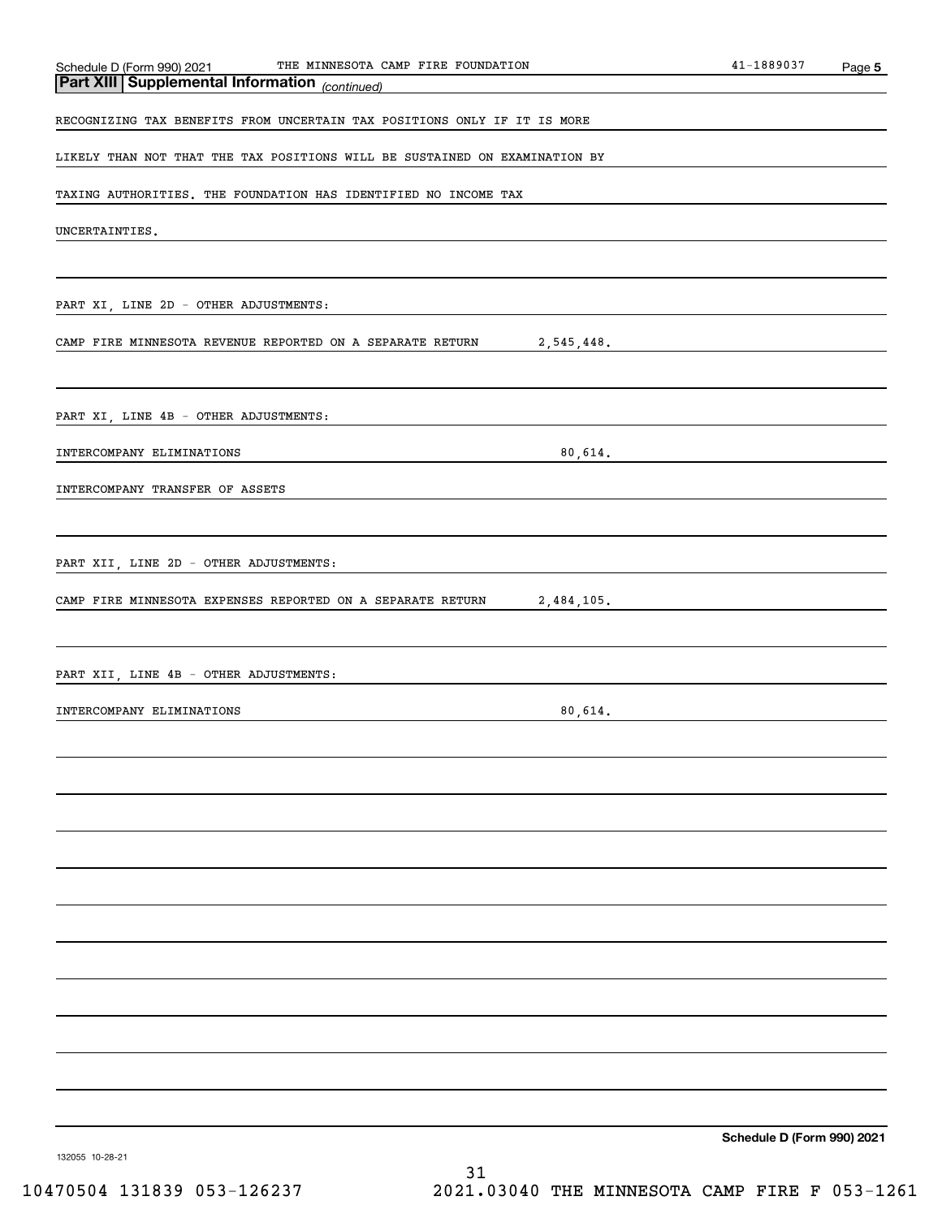**Part XIII Supplemental Information** *(continued)*

RECOGNIZING TAX BENEFITS FROM UNCERTAIN TAX POSITIONS ONLY IF IT IS MORE

LIKELY THAN NOT THAT THE TAX POSITIONS WILL BE SUSTAINED ON EXAMINATION BY

TAXING AUTHORITIES. THE FOUNDATION HAS IDENTIFIED NO INCOME TAX

UNCERTAINTIES.

PART XI, LINE 2D - OTHER ADJUSTMENTS:

CAMP FIRE MINNESOTA REVENUE REPORTED ON A SEPARATE RETURN 2,545,448.

PART XI, LINE 4B - OTHER ADJUSTMENTS:

INTERCOMPANY ELIMINATIONS 80,614.

INTERCOMPANY TRANSFER OF ASSETS

PART XII, LINE 2D - OTHER ADJUSTMENTS:

CAMP FIRE MINNESOTA EXPENSES REPORTED ON A SEPARATE RETURN 2,484,105.

PART XII, LINE 4B - OTHER ADJUSTMENTS:

INTERCOMPANY ELIMINATIONS 80,614.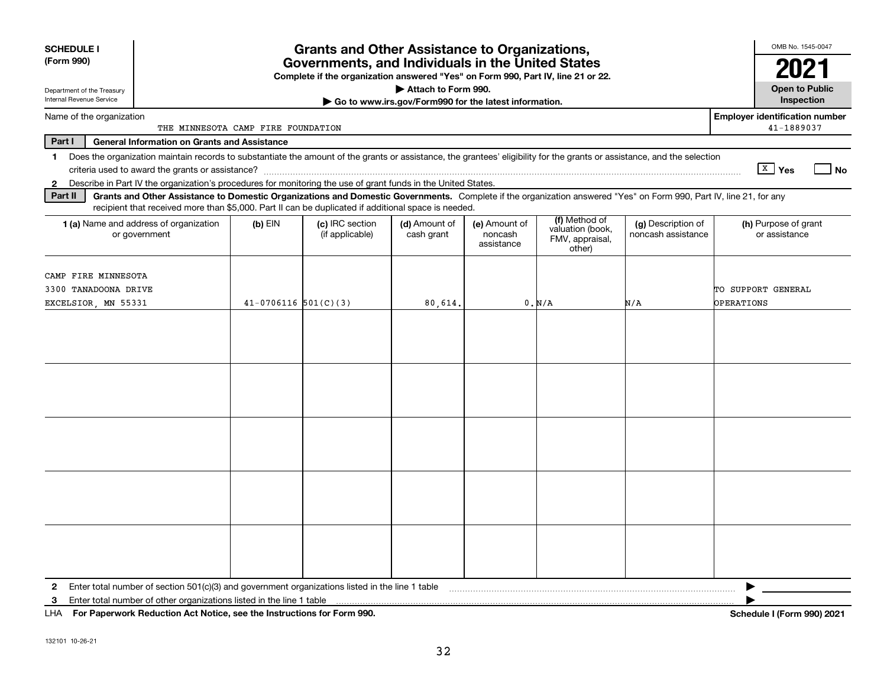**SCHEDULE I (Form 990)**

Department of the Treasury
Internal Revenue Service

# Grants and Other Assistance to Organizations, Governments, and Individuals in the United States

**Complete if the organization answered "Yes" on Form 990, Part IV, line 21 or 22.**

**▶ Attach to Form 990.**

**▶ Go to www.irs.gov/Form990 for the latest information.**

OMB No. 1545-0047

**2021**

**Open to Public Inspection**

Name of the organization: THE MINNESOTA CAMP FIRE FOUNDATION

**Employer identification number**: 41-1889037

**Part I — General Information on Grants and Assistance**

1 Does the organization maintain records to substantiate the amount of the grants or assistance, the grantees' eligibility for the grants or assistance, and the selection criteria used to award the grants or assistance? [X] Yes [ ] No

2 Describe in Part IV the organization's procedures for monitoring the use of grant funds in the United States.

**Part II — Grants and Other Assistance to Domestic Organizations and Domestic Governments.** Complete if the organization answered "Yes" on Form 990, Part IV, line 21, for any recipient that received more than $5,000. Part II can be duplicated if additional space is needed.

| 1 (a) Name and address of organization or government | (b) EIN | (c) IRC section (if applicable) | (d) Amount of cash grant | (e) Amount of noncash assistance | (f) Method of valuation (book, FMV, appraisal, other) | (g) Description of noncash assistance | (h) Purpose of grant or assistance |
|---|---|---|---|---|---|---|---|
| CAMP FIRE MINNESOTA<br>3300 TANADOONA DRIVE<br>EXCELSIOR, MN 55331 | 41-0706116 | 501(C)(3) | 80,614. | 0. | N/A | N/A | TO SUPPORT GENERAL OPERATIONS |
| | | | | | | | |
| | | | | | | | |
| | | | | | | | |
| | | | | | | | |
| | | | | | | | |

2 Enter total number of section 501(c)(3) and government organizations listed in the line 1 table ▶

3 Enter total number of other organizations listed in the line 1 table ▶

LHA **For Paperwork Reduction Act Notice, see the Instructions for Form 990.** **Schedule I (Form 990) 2021**

132101 10-26-21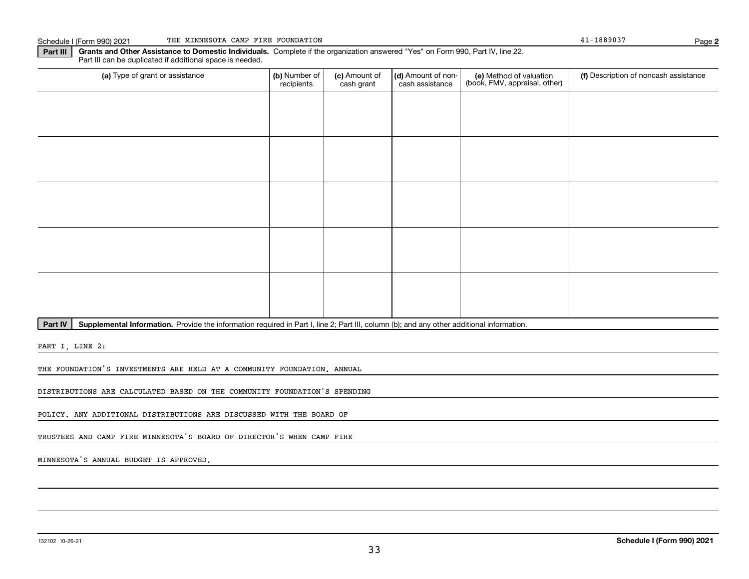Schedule I (Form 990) 2021 THE MINNESOTA CAMP FIRE FOUNDATION 41-1889037 Page **2**

**Part III** **Grants and Other Assistance to Domestic Individuals.** Complete if the organization answered "Yes" on Form 990, Part IV, line 22. Part III can be duplicated if additional space is needed.

| (a) Type of grant or assistance | (b) Number of recipients | (c) Amount of cash grant | (d) Amount of non-cash assistance | (e) Method of valuation (book, FMV, appraisal, other) | (f) Description of noncash assistance |
|---|---|---|---|---|---|
| | | | | | |
| | | | | | |
| | | | | | |
| | | | | | |
| | | | | | |

**Part IV** **Supplemental Information.** Provide the information required in Part I, line 2; Part III, column (b); and any other additional information.

PART I, LINE 2:

THE FOUNDATION'S INVESTMENTS ARE HELD AT A COMMUNITY FOUNDATION. ANNUAL DISTRIBUTIONS ARE CALCULATED BASED ON THE COMMUNITY FOUNDATION'S SPENDING POLICY. ANY ADDITIONAL DISTRIBUTIONS ARE DISCUSSED WITH THE BOARD OF TRUSTEES AND CAMP FIRE MINNESOTA'S BOARD OF DIRECTOR'S WHEN CAMP FIRE MINNESOTA'S ANNUAL BUDGET IS APPROVED.

132102 10-26-21 **Schedule I (Form 990) 2021**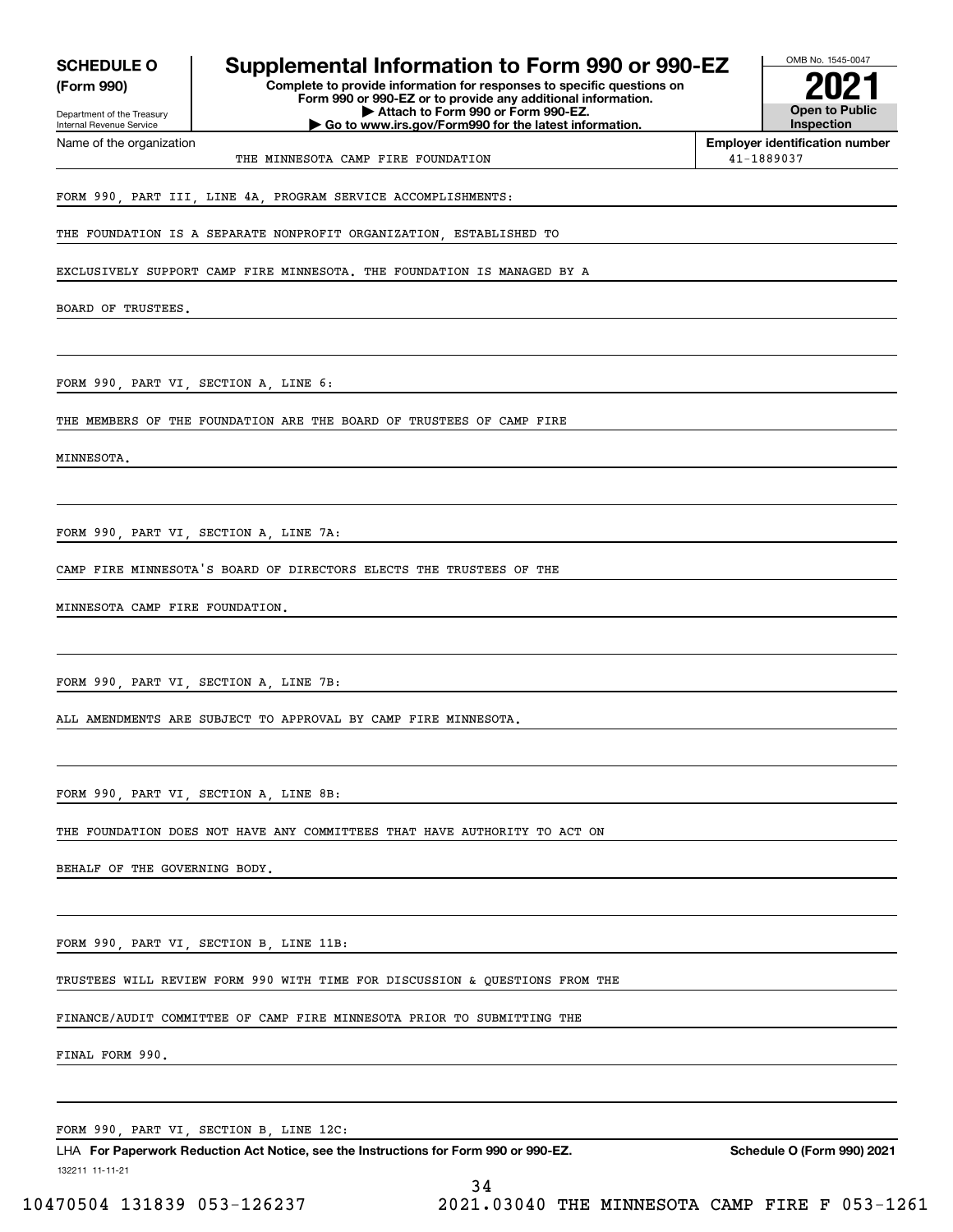**SCHEDULE O (Form 990)**

Department of the Treasury
Internal Revenue Service

# Supplemental Information to Form 990 or 990-EZ

**Complete to provide information for responses to specific questions on Form 990 or 990-EZ or to provide any additional information.**
**▶ Attach to Form 990 or Form 990-EZ.**
**▶ Go to www.irs.gov/Form990 for the latest information.**

OMB No. 1545-0047

**2021**

**Open to Public Inspection**

| Name of the organization | Employer identification number |
|---|---|
| THE MINNESOTA CAMP FIRE FOUNDATION | 41-1889037 |

FORM 990, PART III, LINE 4A, PROGRAM SERVICE ACCOMPLISHMENTS:

THE FOUNDATION IS A SEPARATE NONPROFIT ORGANIZATION, ESTABLISHED TO EXCLUSIVELY SUPPORT CAMP FIRE MINNESOTA. THE FOUNDATION IS MANAGED BY A BOARD OF TRUSTEES.

FORM 990, PART VI, SECTION A, LINE 6:

THE MEMBERS OF THE FOUNDATION ARE THE BOARD OF TRUSTEES OF CAMP FIRE MINNESOTA.

FORM 990, PART VI, SECTION A, LINE 7A:

CAMP FIRE MINNESOTA'S BOARD OF DIRECTORS ELECTS THE TRUSTEES OF THE MINNESOTA CAMP FIRE FOUNDATION.

FORM 990, PART VI, SECTION A, LINE 7B:

ALL AMENDMENTS ARE SUBJECT TO APPROVAL BY CAMP FIRE MINNESOTA.

FORM 990, PART VI, SECTION A, LINE 8B:

THE FOUNDATION DOES NOT HAVE ANY COMMITTEES THAT HAVE AUTHORITY TO ACT ON BEHALF OF THE GOVERNING BODY.

FORM 990, PART VI, SECTION B, LINE 11B:

TRUSTEES WILL REVIEW FORM 990 WITH TIME FOR DISCUSSION & QUESTIONS FROM THE FINANCE/AUDIT COMMITTEE OF CAMP FIRE MINNESOTA PRIOR TO SUBMITTING THE FINAL FORM 990.

FORM 990, PART VI, SECTION B, LINE 12C:

LHA **For Paperwork Reduction Act Notice, see the Instructions for Form 990 or 990-EZ.** **Schedule O (Form 990) 2021**

132211 11-11-21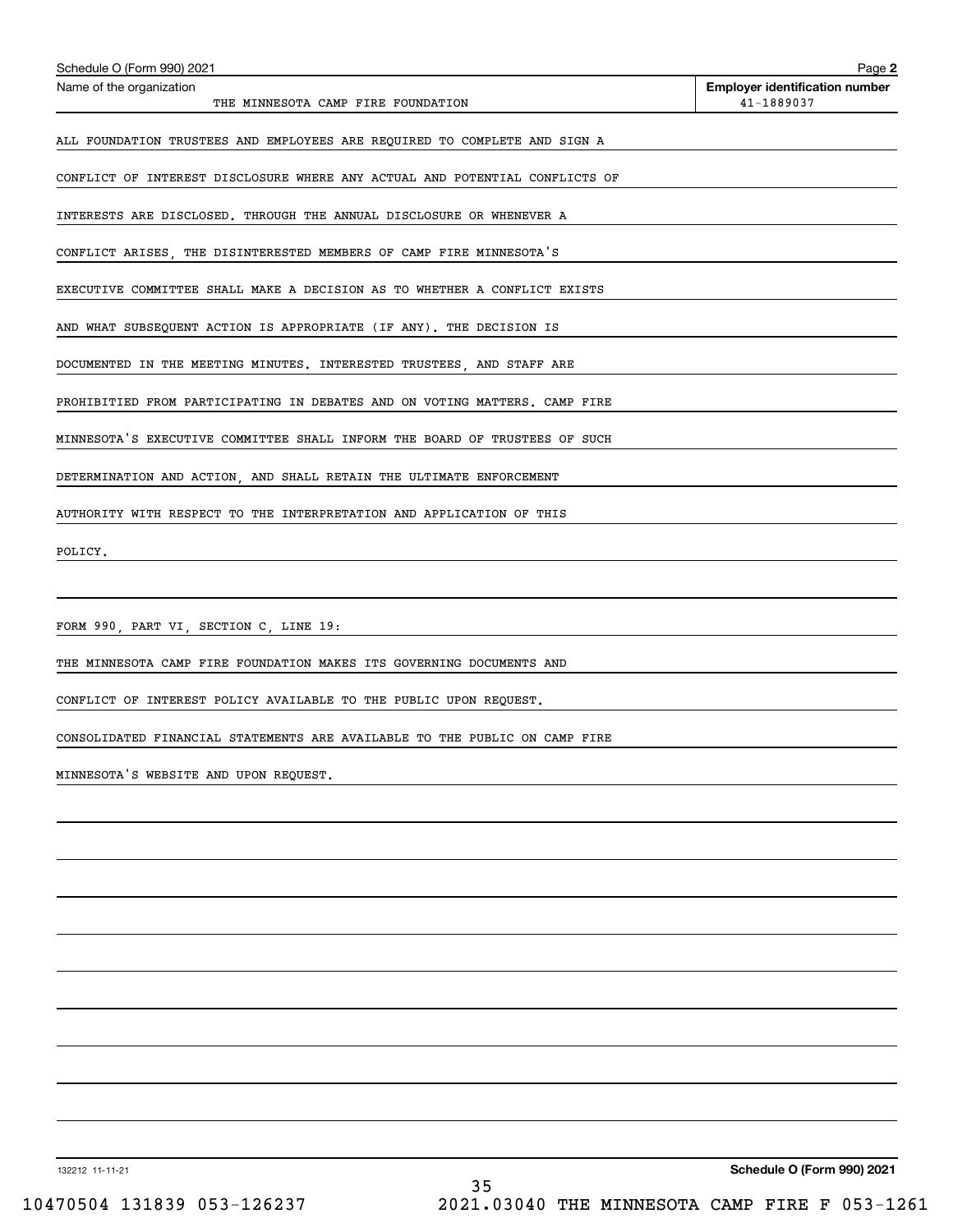Schedule O (Form 990) 2021

Name of the organization: THE MINNESOTA CAMP FIRE FOUNDATION

Employer identification number: 41-1889037

ALL FOUNDATION TRUSTEES AND EMPLOYEES ARE REQUIRED TO COMPLETE AND SIGN A CONFLICT OF INTEREST DISCLOSURE WHERE ANY ACTUAL AND POTENTIAL CONFLICTS OF INTERESTS ARE DISCLOSED. THROUGH THE ANNUAL DISCLOSURE OR WHENEVER A CONFLICT ARISES, THE DISINTERESTED MEMBERS OF CAMP FIRE MINNESOTA'S EXECUTIVE COMMITTEE SHALL MAKE A DECISION AS TO WHETHER A CONFLICT EXISTS AND WHAT SUBSEQUENT ACTION IS APPROPRIATE (IF ANY). THE DECISION IS DOCUMENTED IN THE MEETING MINUTES. INTERESTED TRUSTEES, AND STAFF ARE PROHIBITIED FROM PARTICIPATING IN DEBATES AND ON VOTING MATTERS. CAMP FIRE MINNESOTA'S EXECUTIVE COMMITTEE SHALL INFORM THE BOARD OF TRUSTEES OF SUCH DETERMINATION AND ACTION, AND SHALL RETAIN THE ULTIMATE ENFORCEMENT AUTHORITY WITH RESPECT TO THE INTERPRETATION AND APPLICATION OF THIS POLICY.

FORM 990, PART VI, SECTION C, LINE 19:

THE MINNESOTA CAMP FIRE FOUNDATION MAKES ITS GOVERNING DOCUMENTS AND CONFLICT OF INTEREST POLICY AVAILABLE TO THE PUBLIC UPON REQUEST. CONSOLIDATED FINANCIAL STATEMENTS ARE AVAILABLE TO THE PUBLIC ON CAMP FIRE MINNESOTA'S WEBSITE AND UPON REQUEST.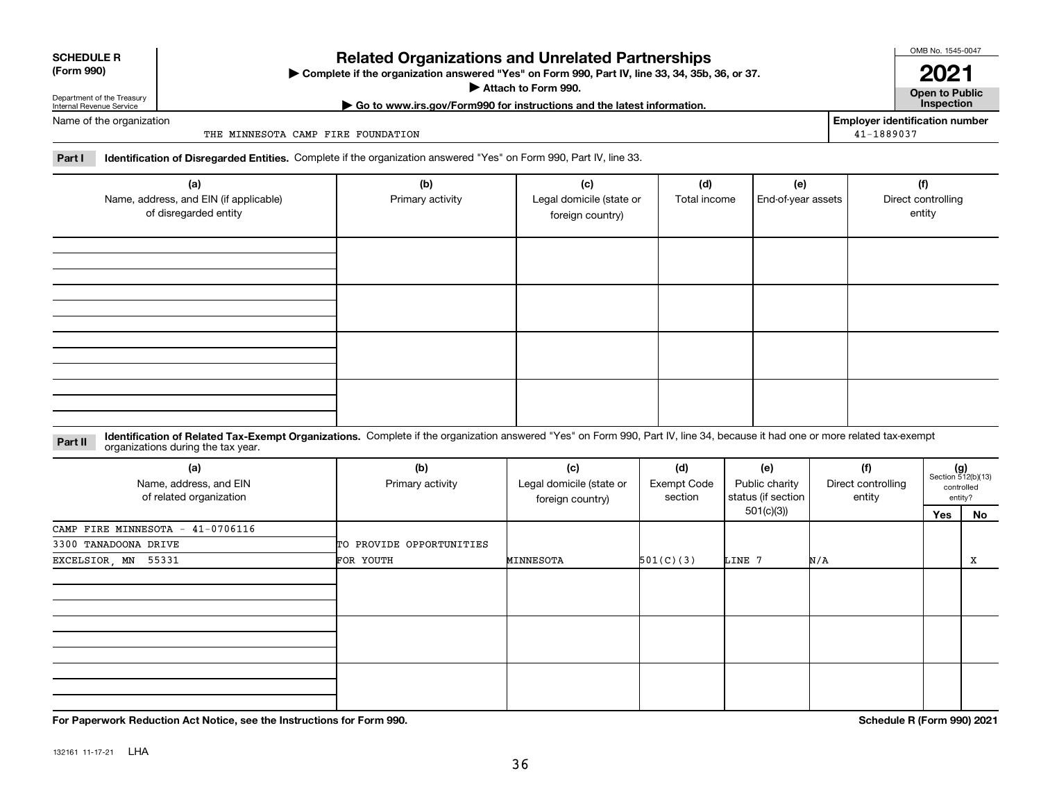**SCHEDULE R (Form 990)**

Department of the Treasury
Internal Revenue Service

# Related Organizations and Unrelated Partnerships

▶ Complete if the organization answered "Yes" on Form 990, Part IV, line 33, 34, 35b, 36, or 37.
▶ Attach to Form 990.
▶ Go to www.irs.gov/Form990 for instructions and the latest information.

OMB No. 1545-0047

**2021**

**Open to Public Inspection**

Name of the organization: THE MINNESOTA CAMP FIRE FOUNDATION

Employer identification number: 41-1889037

**Part I** **Identification of Disregarded Entities.** Complete if the organization answered "Yes" on Form 990, Part IV, line 33.

| (a) Name, address, and EIN (if applicable) of disregarded entity | (b) Primary activity | (c) Legal domicile (state or foreign country) | (d) Total income | (e) End-of-year assets | (f) Direct controlling entity |
|---|---|---|---|---|---|
| | | | | | |
| | | | | | |
| | | | | | |
| | | | | | |

**Part II** **Identification of Related Tax-Exempt Organizations.** Complete if the organization answered "Yes" on Form 990, Part IV, line 34, because it had one or more related tax-exempt organizations during the tax year.

| (a) Name, address, and EIN of related organization | (b) Primary activity | (c) Legal domicile (state or foreign country) | (d) Exempt Code section | (e) Public charity status (if section 501(c)(3)) | (f) Direct controlling entity | (g) Section 512(b)(13) controlled entity? Yes | No |
|---|---|---|---|---|---|---|---|
| CAMP FIRE MINNESOTA - 41-0706116<br>3300 TANADOONA DRIVE<br>EXCELSIOR, MN 55331 | TO PROVIDE OPPORTUNITIES FOR YOUTH | MINNESOTA | 501(C)(3) | LINE 7 | N/A | | X |
| | | | | | | | |
| | | | | | | | |
| | | | | | | | |

**For Paperwork Reduction Act Notice, see the Instructions for Form 990.**

**Schedule R (Form 990) 2021**

132161 11-17-21 LHA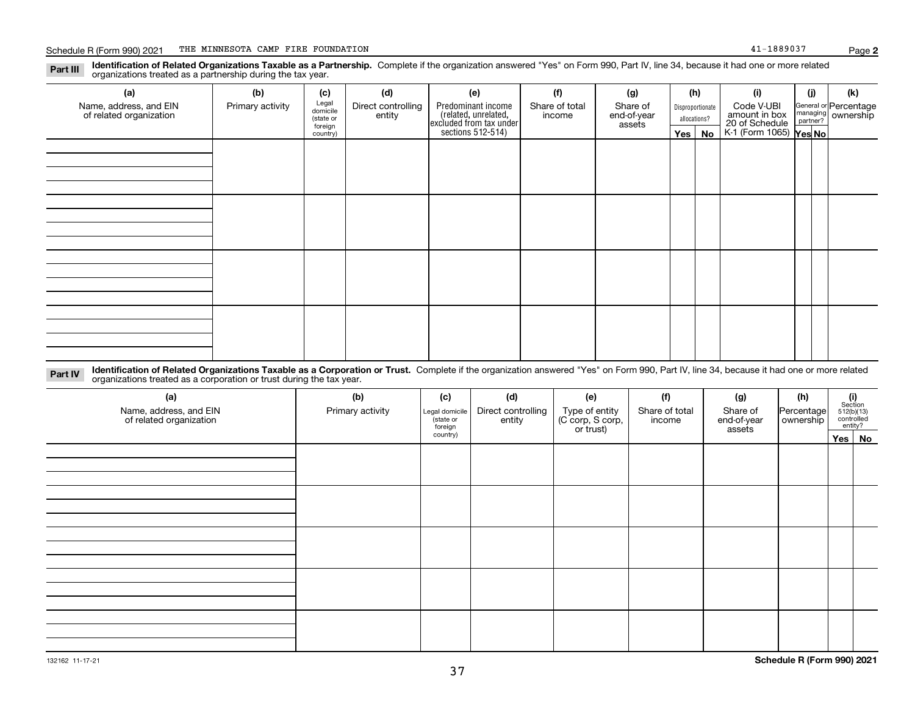Schedule R (Form 990) 2021 THE MINNESOTA CAMP FIRE FOUNDATION 41-1889037

**Part III** **Identification of Related Organizations Taxable as a Partnership.** Complete if the organization answered "Yes" on Form 990, Part IV, line 34, because it had one or more related organizations treated as a partnership during the tax year.

| (a) Name, address, and EIN of related organization | (b) Primary activity | (c) Legal domicile (state or foreign country) | (d) Direct controlling entity | (e) Predominant income (related, unrelated, excluded from tax under sections 512-514) | (f) Share of total income | (g) Share of end-of-year assets | (h) Disproportionate allocations? Yes | (h) No | (i) Code V-UBI amount in box 20 of Schedule K-1 (Form 1065) | (j) General or managing partner? Yes | (j) No | (k) Percentage ownership |
|---|---|---|---|---|---|---|---|---|---|---|---|---|
| | | | | | | | | | | | | |
| | | | | | | | | | | | | |
| | | | | | | | | | | | | |
| | | | | | | | | | | | | |

**Part IV** **Identification of Related Organizations Taxable as a Corporation or Trust.** Complete if the organization answered "Yes" on Form 990, Part IV, line 34, because it had one or more related organizations treated as a corporation or trust during the tax year.

| (a) Name, address, and EIN of related organization | (b) Primary activity | (c) Legal domicile (state or foreign country) | (d) Direct controlling entity | (e) Type of entity (C corp, S corp, or trust) | (f) Share of total income | (g) Share of end-of-year assets | (h) Percentage ownership | (i) Section 512(b)(13) controlled entity? Yes | (i) No |
|---|---|---|---|---|---|---|---|---|---|
| | | | | | | | | | |
| | | | | | | | | | |
| | | | | | | | | | |
| | | | | | | | | | |
| | | | | | | | | | |

132162 11-17-21 **Schedule R (Form 990) 2021**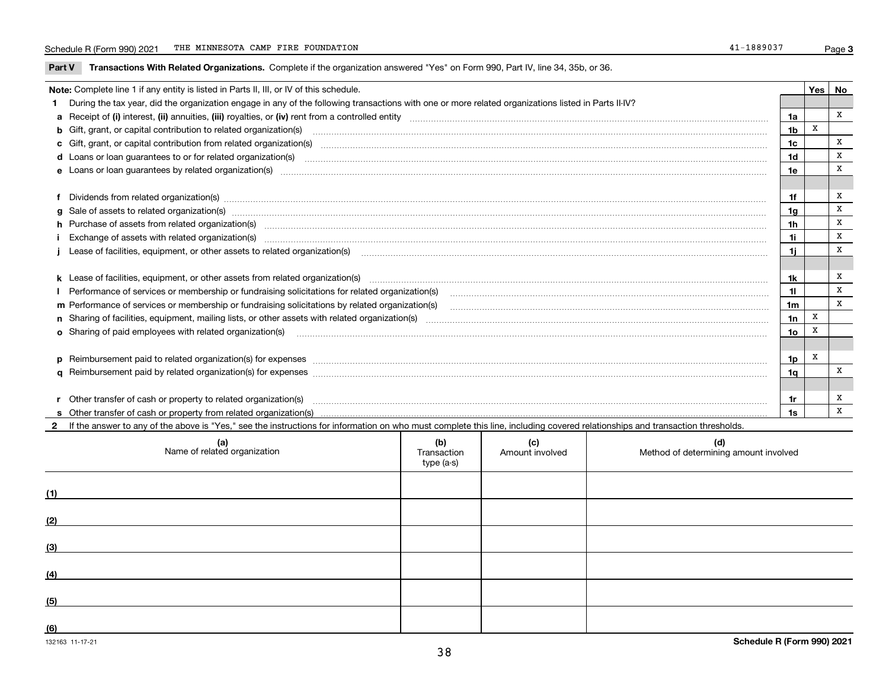Schedule R (Form 990) 2021 THE MINNESOTA CAMP FIRE FOUNDATION 41-1889037

## Part V Transactions With Related Organizations.

Complete if the organization answered "Yes" on Form 990, Part IV, line 34, 35b, or 36.

| Note: Complete line 1 if any entity is listed in Parts II, III, or IV of this schedule. | | Yes | No |
|---|---|---|---|
| **1** During the tax year, did the organization engage in any of the following transactions with one or more related organizations listed in Parts II-IV? | | | |
| **a** Receipt of **(i)** interest, **(ii)** annuities, **(iii)** royalties, or **(iv)** rent from a controlled entity | 1a | | X |
| **b** Gift, grant, or capital contribution to related organization(s) | 1b | X | |
| **c** Gift, grant, or capital contribution from related organization(s) | 1c | | X |
| **d** Loans or loan guarantees to or for related organization(s) | 1d | | X |
| **e** Loans or loan guarantees by related organization(s) | 1e | | X |
| **f** Dividends from related organization(s) | 1f | | X |
| **g** Sale of assets to related organization(s) | 1g | | X |
| **h** Purchase of assets from related organization(s) | 1h | | X |
| **i** Exchange of assets with related organization(s) | 1i | | X |
| **j** Lease of facilities, equipment, or other assets to related organization(s) | 1j | | X |
| **k** Lease of facilities, equipment, or other assets from related organization(s) | 1k | | X |
| **l** Performance of services or membership or fundraising solicitations for related organization(s) | 1l | | X |
| **m** Performance of services or membership or fundraising solicitations by related organization(s) | 1m | | X |
| **n** Sharing of facilities, equipment, mailing lists, or other assets with related organization(s) | 1n | X | |
| **o** Sharing of paid employees with related organization(s) | 1o | X | |
| **p** Reimbursement paid to related organization(s) for expenses | 1p | X | |
| **q** Reimbursement paid by related organization(s) for expenses | 1q | | X |
| **r** Other transfer of cash or property to related organization(s) | 1r | | X |
| **s** Other transfer of cash or property from related organization(s) | 1s | | X |

**2** If the answer to any of the above is "Yes," see the instructions for information on who must complete this line, including covered relationships and transaction thresholds.

| | (a) Name of related organization | (b) Transaction type (a-s) | (c) Amount involved | (d) Method of determining amount involved |
|---|---|---|---|---|
| (1) | | | | |
| (2) | | | | |
| (3) | | | | |
| (4) | | | | |
| (5) | | | | |
| (6) | | | | |

132163 11-17-21

Schedule R (Form 990) 2021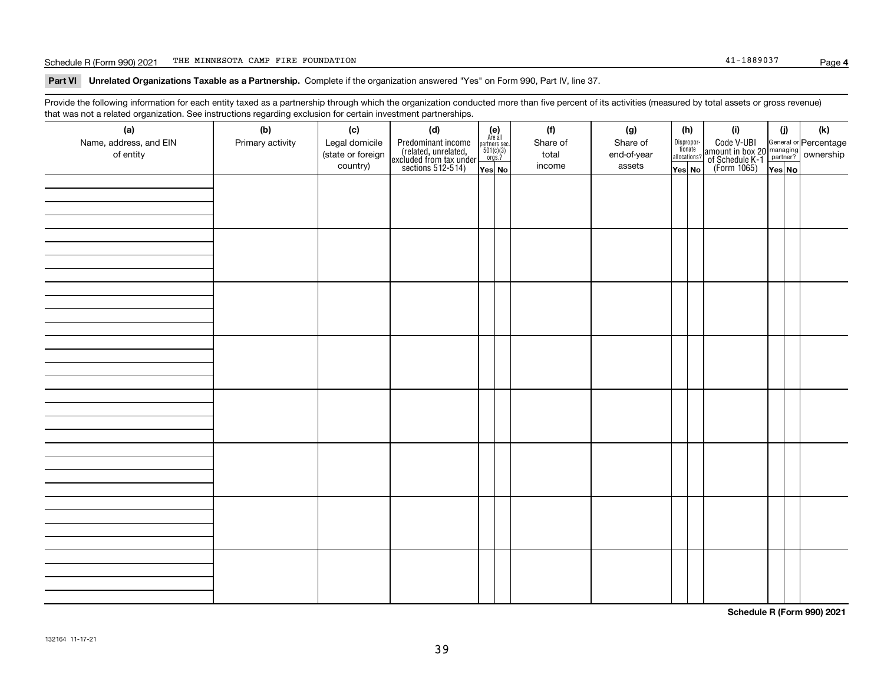Schedule R (Form 990) 2021 THE MINNESOTA CAMP FIRE FOUNDATION 41-1889037

**Part VI Unrelated Organizations Taxable as a Partnership.** Complete if the organization answered "Yes" on Form 990, Part IV, line 37.

Provide the following information for each entity taxed as a partnership through which the organization conducted more than five percent of its activities (measured by total assets or gross revenue) that was not a related organization. See instructions regarding exclusion for certain investment partnerships.

| (a) Name, address, and EIN of entity | (b) Primary activity | (c) Legal domicile (state or foreign country) | (d) Predominant income (related, unrelated, excluded from tax under sections 512-514) | (e) Are all partners sec. 501(c)(3) orgs.? | | (f) Share of total income | (g) Share of end-of-year assets | (h) Disproportionate allocations? | | (i) Code V-UBI amount in box 20 of Schedule K-1 (Form 1065) | (j) General or managing partner? | | (k) Percentage ownership |
|---|---|---|---|---|---|---|---|---|---|---|---|---|---|
| | | | | Yes | No | | | Yes | No | | Yes | No | |
| | | | | | | | | | | | | | |
| | | | | | | | | | | | | | |
| | | | | | | | | | | | | | |
| | | | | | | | | | | | | | |
| | | | | | | | | | | | | | |
| | | | | | | | | | | | | | |
| | | | | | | | | | | | | | |
| | | | | | | | | | | | | | |

**Schedule R (Form 990) 2021**

132164 11-17-21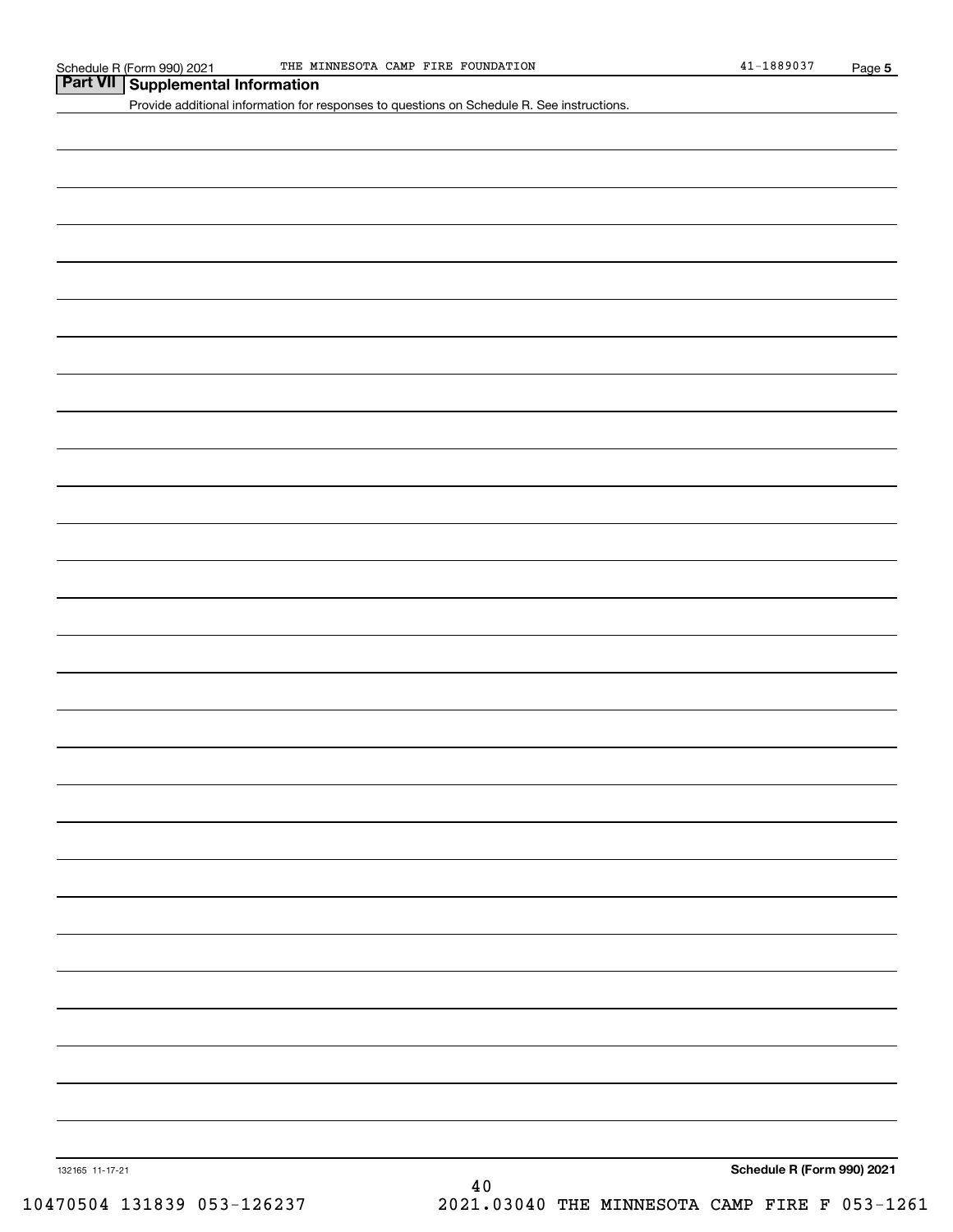## Part VII Supplemental Information

Provide additional information for responses to questions on Schedule R. See instructions.